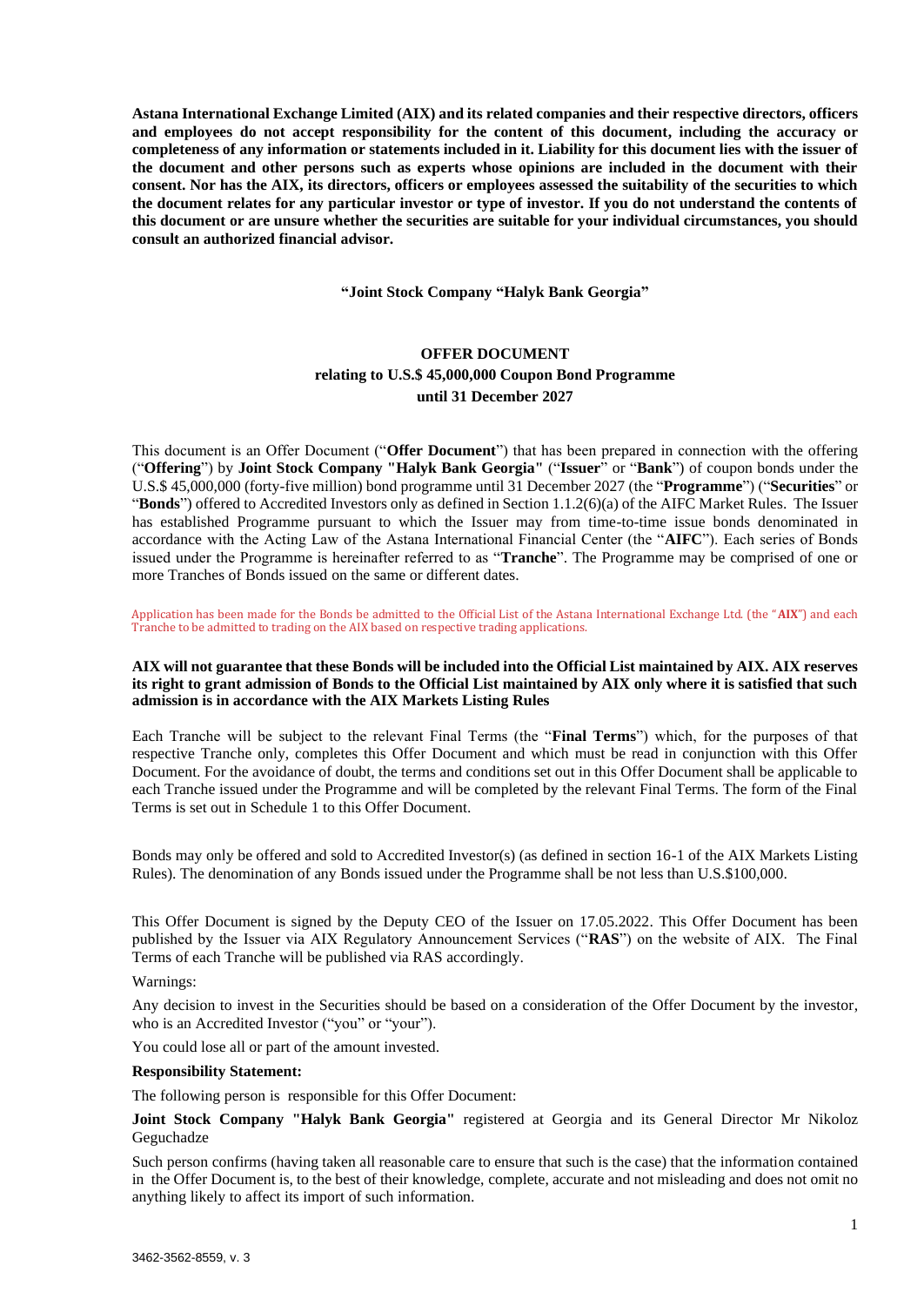**Astana International Exchange Limited (AIX) and its related companies and their respective directors, officers and employees do not accept responsibility for the content of this document, including the accuracy or completeness of any information or statements included in it. Liability for this document lies with the issuer of the document and other persons such as experts whose opinions are included in the document with their consent. Nor has the AIX, its directors, officers or employees assessed the suitability of the securities to which the document relates for any particular investor or type of investor. If you do not understand the contents of this document or are unsure whether the securities are suitable for your individual circumstances, you should consult an authorized financial advisor.**

**"Joint Stock Company "Halyk Bank Georgia"**

**OFFER DOCUMENT**
**relating to U.S.$ 45,000,000 Coupon Bond Programme**
**until 31 December 2027**

This document is an Offer Document ("**Offer Document**") that has been prepared in connection with the offering ("**Offering**") by **Joint Stock Company "Halyk Bank Georgia"** ("**Issuer**" or "**Bank**") of coupon bonds under the U.S.$ 45,000,000 (forty-five million) bond programme until 31 December 2027 (the "**Programme**") ("**Securities**" or "**Bonds**") offered to Accredited Investors only as defined in Section 1.1.2(6)(a) of the AIFC Market Rules. The Issuer has established Programme pursuant to which the Issuer may from time-to-time issue bonds denominated in accordance with the Acting Law of the Astana International Financial Center (the "**AIFC**"). Each series of Bonds issued under the Programme is hereinafter referred to as "**Tranche**". The Programme may be comprised of one or more Tranches of Bonds issued on the same or different dates.

Application has been made for the Bonds be admitted to the Official List of the Astana International Exchange Ltd. (the "**AIX**") and each Tranche to be admitted to trading on the AIX based on respective trading applications.

**AIX will not guarantee that these Bonds will be included into the Official List maintained by AIX. AIX reserves its right to grant admission of Bonds to the Official List maintained by AIX only where it is satisfied that such admission is in accordance with the AIX Markets Listing Rules**

Each Tranche will be subject to the relevant Final Terms (the "**Final Terms**") which, for the purposes of that respective Tranche only, completes this Offer Document and which must be read in conjunction with this Offer Document. For the avoidance of doubt, the terms and conditions set out in this Offer Document shall be applicable to each Tranche issued under the Programme and will be completed by the relevant Final Terms. The form of the Final Terms is set out in Schedule 1 to this Offer Document.

Bonds may only be offered and sold to Accredited Investor(s) (as defined in section 16-1 of the AIX Markets Listing Rules). The denomination of any Bonds issued under the Programme shall be not less than U.S.$100,000.

This Offer Document is signed by the Deputy CEO of the Issuer on 17.05.2022. This Offer Document has been published by the Issuer via AIX Regulatory Announcement Services ("**RAS**") on the website of AIX. The Final Terms of each Tranche will be published via RAS accordingly.

Warnings:

Any decision to invest in the Securities should be based on a consideration of the Offer Document by the investor, who is an Accredited Investor ("you" or "your").

You could lose all or part of the amount invested.

**Responsibility Statement:**

The following person is responsible for this Offer Document:

**Joint Stock Company "Halyk Bank Georgia"** registered at Georgia and its General Director Mr Nikoloz Geguchadze

Such person confirms (having taken all reasonable care to ensure that such is the case) that the information contained in the Offer Document is, to the best of their knowledge, complete, accurate and not misleading and does not omit no anything likely to affect its import of such information.

3462-3562-8559, v. 3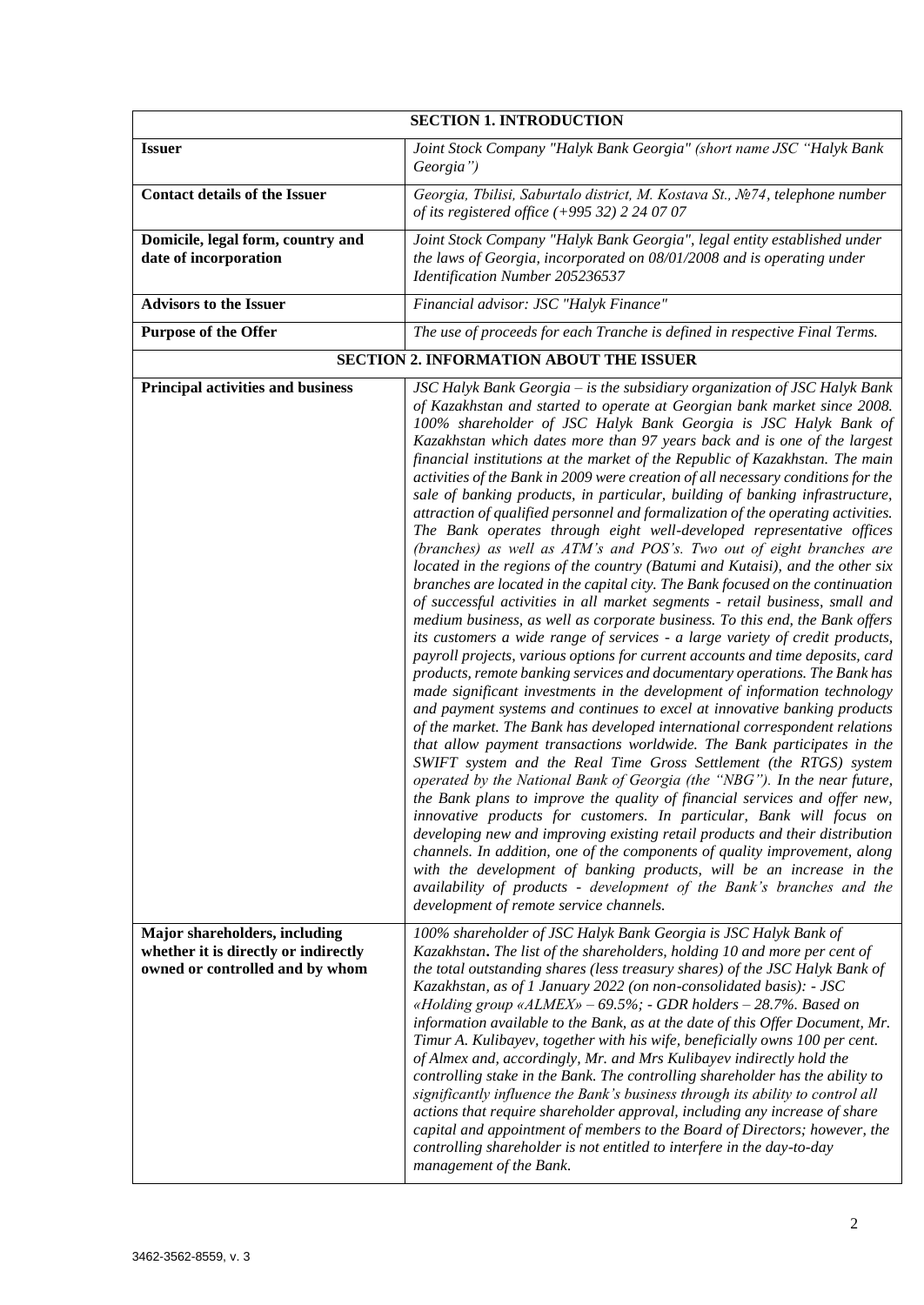| **SECTION 1. INTRODUCTION** | |
|---|---|
| **Issuer** | *Joint Stock Company "Halyk Bank Georgia" (short name JSC "Halyk Bank Georgia")* |
| **Contact details of the Issuer** | *Georgia, Tbilisi, Saburtalo district, M. Kostava St., №74, telephone number of its registered office (+995 32) 2 24 07 07* |
| **Domicile, legal form, country and date of incorporation** | *Joint Stock Company "Halyk Bank Georgia", legal entity established under the laws of Georgia, incorporated on 08/01/2008 and is operating under Identification Number 205236537* |
| **Advisors to the Issuer** | *Financial advisor: JSC "Halyk Finance"* |
| **Purpose of the Offer** | *The use of proceeds for each Tranche is defined in respective Final Terms.* |
| **SECTION 2. INFORMATION ABOUT THE ISSUER** | |
| **Principal activities and business** | *JSC Halyk Bank Georgia – is the subsidiary organization of JSC Halyk Bank of Kazakhstan and started to operate at Georgian bank market since 2008. 100% shareholder of JSC Halyk Bank Georgia is JSC Halyk Bank of Kazakhstan which dates more than 97 years back and is one of the largest financial institutions at the market of the Republic of Kazakhstan. The main activities of the Bank in 2009 were creation of all necessary conditions for the sale of banking products, in particular, building of banking infrastructure, attraction of qualified personnel and formalization of the operating activities. The Bank operates through eight well-developed representative offices (branches) as well as ATM's and POS's. Two out of eight branches are located in the regions of the country (Batumi and Kutaisi), and the other six branches are located in the capital city. The Bank focused on the continuation of successful activities in all market segments - retail business, small and medium business, as well as corporate business. To this end, the Bank offers its customers a wide range of services - a large variety of credit products, payroll projects, various options for current accounts and time deposits, card products, remote banking services and documentary operations. The Bank has made significant investments in the development of information technology and payment systems and continues to excel at innovative banking products of the market. The Bank has developed international correspondent relations that allow payment transactions worldwide. The Bank participates in the SWIFT system and the Real Time Gross Settlement (the RTGS) system operated by the National Bank of Georgia (the "NBG"). In the near future, the Bank plans to improve the quality of financial services and offer new, innovative products for customers. In particular, Bank will focus on developing new and improving existing retail products and their distribution channels. In addition, one of the components of quality improvement, along with the development of banking products, will be an increase in the availability of products - development of the Bank's branches and the development of remote service channels.* |
| **Major shareholders, including whether it is directly or indirectly owned or controlled and by whom** | *100% shareholder of JSC Halyk Bank Georgia is JSC Halyk Bank of Kazakhstan*. *The list of the shareholders, holding 10 and more per cent of the total outstanding shares (less treasury shares) of the JSC Halyk Bank of Kazakhstan, as of 1 January 2022 (on non-consolidated basis): - JSC «Holding group «ALMEX» – 69.5%; - GDR holders – 28.7%. Based on information available to the Bank, as at the date of this Offer Document, Mr. Timur A. Kulibayev, together with his wife, beneficially owns 100 per cent. of Almex and, accordingly, Mr. and Mrs Kulibayev indirectly hold the controlling stake in the Bank. The controlling shareholder has the ability to significantly influence the Bank's business through its ability to control all actions that require shareholder approval, including any increase of share capital and appointment of members to the Board of Directors; however, the controlling shareholder is not entitled to interfere in the day-to-day management of the Bank.* |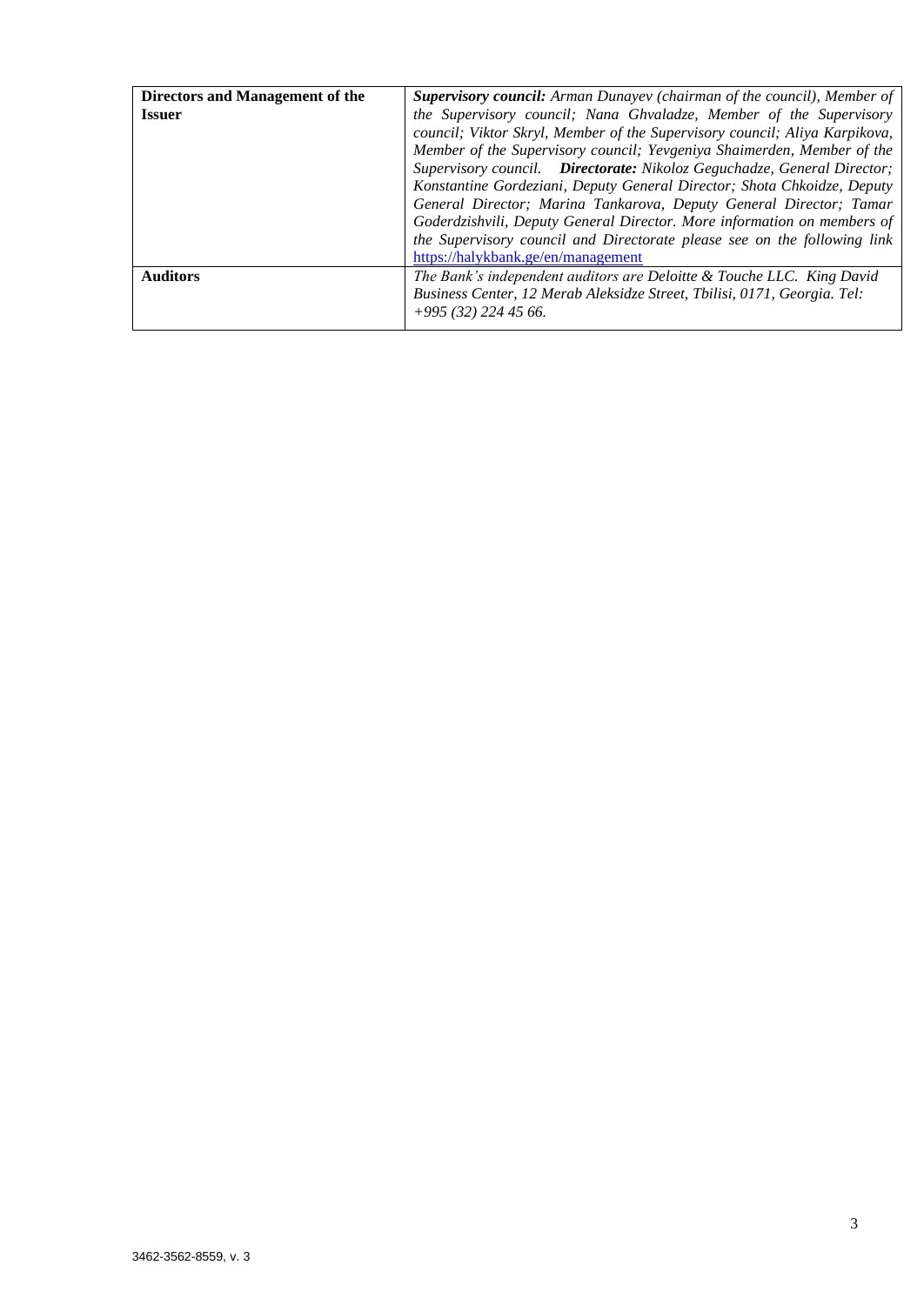| Directors and Management of the Issuer | ***Supervisory council:*** *Arman Dunayev (chairman of the council), Member of the Supervisory council; Nana Ghvaladze, Member of the Supervisory council; Viktor Skryl, Member of the Supervisory council; Aliya Karpikova, Member of the Supervisory council; Yevgeniya Shaimerden, Member of the Supervisory council.* ***Directorate:*** *Nikoloz Geguchadze, General Director; Konstantine Gordeziani, Deputy General Director; Shota Chkoidze, Deputy General Director; Marina Tankarova, Deputy General Director; Tamar Goderdzishvili, Deputy General Director. More information on members of the Supervisory council and Directorate please see on the following link* [https://halykbank.ge/en/management](https://halykbank.ge/en/management) |
|---|---|
| **Auditors** | *The Bank's independent auditors are Deloitte & Touche LLC. King David Business Center, 12 Merab Aleksidze Street, Tbilisi, 0171, Georgia. Tel: +995 (32) 224 45 66.* |

3462-3562-8559, v. 3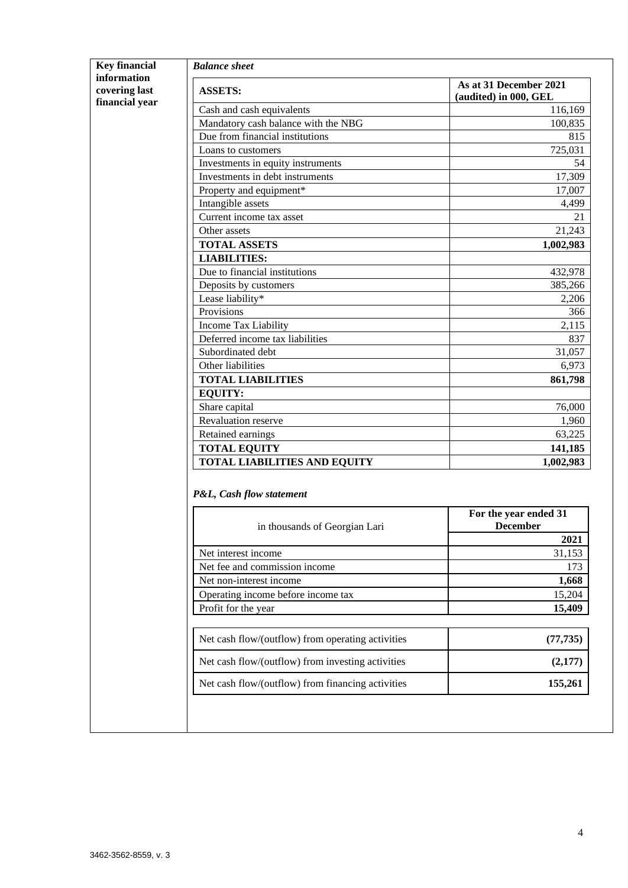**Key financial information covering last financial year**

***Balance sheet***

| **ASSETS:** | **As at 31 December 2021 (audited) in 000, GEL** |
|---|---:|
| Cash and cash equivalents | 116,169 |
| Mandatory cash balance with the NBG | 100,835 |
| Due from financial institutions | 815 |
| Loans to customers | 725,031 |
| Investments in equity instruments | 54 |
| Investments in debt instruments | 17,309 |
| Property and equipment* | 17,007 |
| Intangible assets | 4,499 |
| Current income tax asset | 21 |
| Other assets | 21,243 |
| **TOTAL ASSETS** | **1,002,983** |
| **LIABILITIES:** | |
| Due to financial institutions | 432,978 |
| Deposits by customers | 385,266 |
| Lease liability* | 2,206 |
| Provisions | 366 |
| Income Tax Liability | 2,115 |
| Deferred income tax liabilities | 837 |
| Subordinated debt | 31,057 |
| Other liabilities | 6,973 |
| **TOTAL LIABILITIES** | **861,798** |
| **EQUITY:** | |
| Share capital | 76,000 |
| Revaluation reserve | 1,960 |
| Retained earnings | 63,225 |
| **TOTAL EQUITY** | **141,185** |
| **TOTAL LIABILITIES AND EQUITY** | **1,002,983** |

***P&L, Cash flow statement***

| in thousands of Georgian Lari | **For the year ended 31 December** |
|---|---:|
| | **2021** |
| Net interest income | 31,153 |
| Net fee and commission income | 173 |
| Net non-interest income | **1,668** |
| Operating income before income tax | 15,204 |
| Profit for the year | **15,409** |

| | |
|---|---:|
| Net cash flow/(outflow) from operating activities | **(77,735)** |
| Net cash flow/(outflow) from investing activities | **(2,177)** |
| Net cash flow/(outflow) from financing activities | **155,261** |

3462-3562-8559, v. 3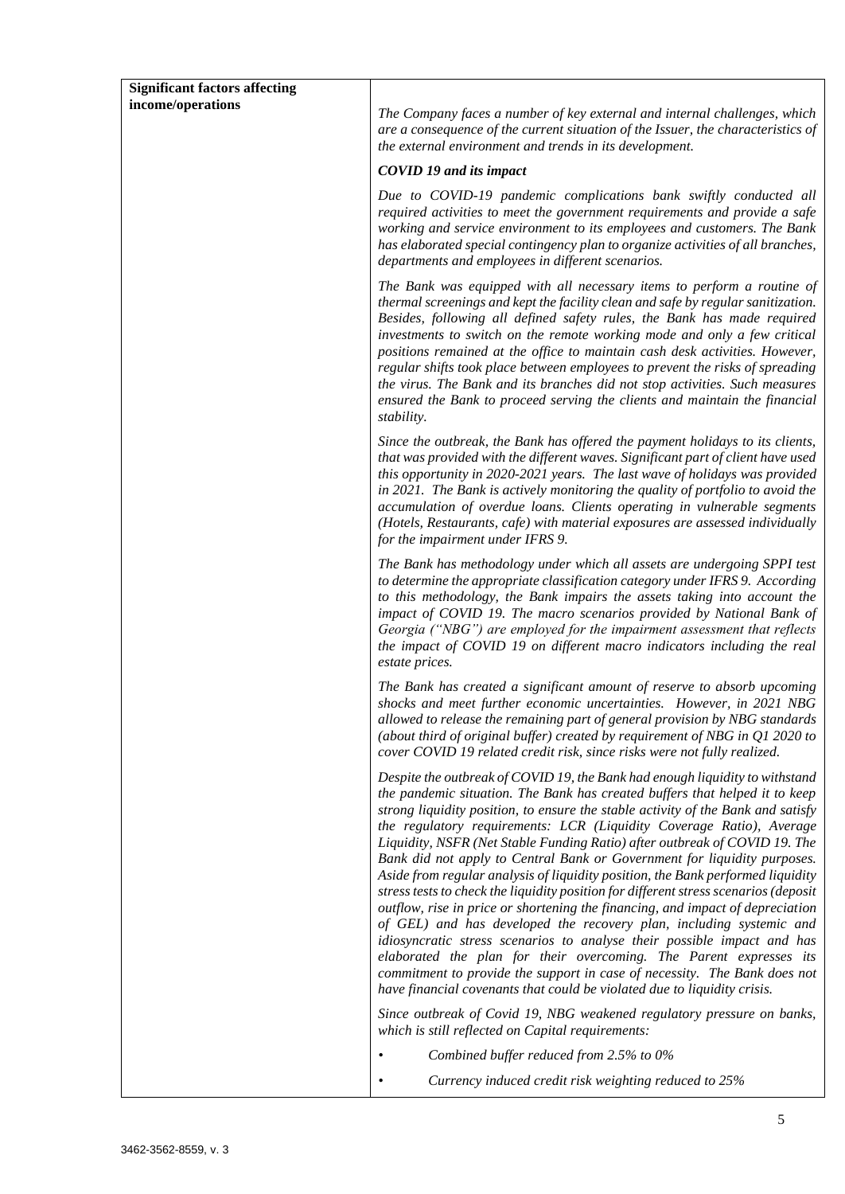| **Significant factors affecting income/operations** | *The Company faces a number of key external and internal challenges, which are a consequence of the current situation of the Issuer, the characteristics of the external environment and trends in its development.*<br><br>***COVID 19 and its impact***<br><br>*Due to COVID-19 pandemic complications bank swiftly conducted all required activities to meet the government requirements and provide a safe working and service environment to its employees and customers. The Bank has elaborated special contingency plan to organize activities of all branches, departments and employees in different scenarios.*<br><br>*The Bank was equipped with all necessary items to perform a routine of thermal screenings and kept the facility clean and safe by regular sanitization. Besides, following all defined safety rules, the Bank has made required investments to switch on the remote working mode and only a few critical positions remained at the office to maintain cash desk activities. However, regular shifts took place between employees to prevent the risks of spreading the virus. The Bank and its branches did not stop activities. Such measures ensured the Bank to proceed serving the clients and maintain the financial stability.*<br><br>*Since the outbreak, the Bank has offered the payment holidays to its clients, that was provided with the different waves. Significant part of client have used this opportunity in 2020-2021 years. The last wave of holidays was provided in 2021. The Bank is actively monitoring the quality of portfolio to avoid the accumulation of overdue loans. Clients operating in vulnerable segments (Hotels, Restaurants, cafe) with material exposures are assessed individually for the impairment under IFRS 9.*<br><br>*The Bank has methodology under which all assets are undergoing SPPI test to determine the appropriate classification category under IFRS 9. According to this methodology, the Bank impairs the assets taking into account the impact of COVID 19. The macro scenarios provided by National Bank of Georgia ("NBG") are employed for the impairment assessment that reflects the impact of COVID 19 on different macro indicators including the real estate prices.*<br><br>*The Bank has created a significant amount of reserve to absorb upcoming shocks and meet further economic uncertainties. However, in 2021 NBG allowed to release the remaining part of general provision by NBG standards (about third of original buffer) created by requirement of NBG in Q1 2020 to cover COVID 19 related credit risk, since risks were not fully realized.*<br><br>*Despite the outbreak of COVID 19, the Bank had enough liquidity to withstand the pandemic situation. The Bank has created buffers that helped it to keep strong liquidity position, to ensure the stable activity of the Bank and satisfy the regulatory requirements: LCR (Liquidity Coverage Ratio), Average Liquidity, NSFR (Net Stable Funding Ratio) after outbreak of COVID 19. The Bank did not apply to Central Bank or Government for liquidity purposes. Aside from regular analysis of liquidity position, the Bank performed liquidity stress tests to check the liquidity position for different stress scenarios (deposit outflow, rise in price or shortening the financing, and impact of depreciation of GEL) and has developed the recovery plan, including systemic and idiosyncratic stress scenarios to analyse their possible impact and has elaborated the plan for their overcoming. The Parent expresses its commitment to provide the support in case of necessity. The Bank does not have financial covenants that could be violated due to liquidity crisis.*<br><br>*Since outbreak of Covid 19, NBG weakened regulatory pressure on banks, which is still reflected on Capital requirements:*<br><br>• *Combined buffer reduced from 2.5% to 0%*<br><br>• *Currency induced credit risk weighting reduced to 25%* |
|---|---|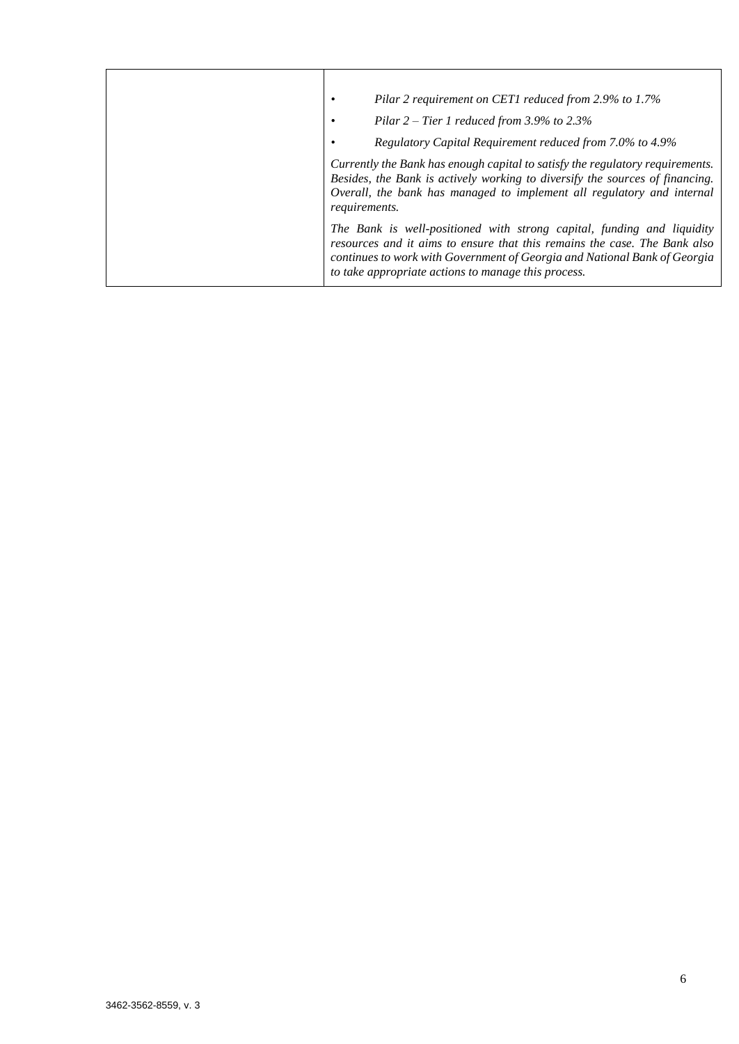| | • *Pilar 2 requirement on CET1 reduced from 2.9% to 1.7%*<br>• *Pilar 2 – Tier 1 reduced from 3.9% to 2.3%*<br>• *Regulatory Capital Requirement reduced from 7.0% to 4.9%*<br><br>*Currently the Bank has enough capital to satisfy the regulatory requirements. Besides, the Bank is actively working to diversify the sources of financing. Overall, the bank has managed to implement all regulatory and internal requirements.*<br><br>*The Bank is well-positioned with strong capital, funding and liquidity resources and it aims to ensure that this remains the case. The Bank also continues to work with Government of Georgia and National Bank of Georgia to take appropriate actions to manage this process.* |
|---|---|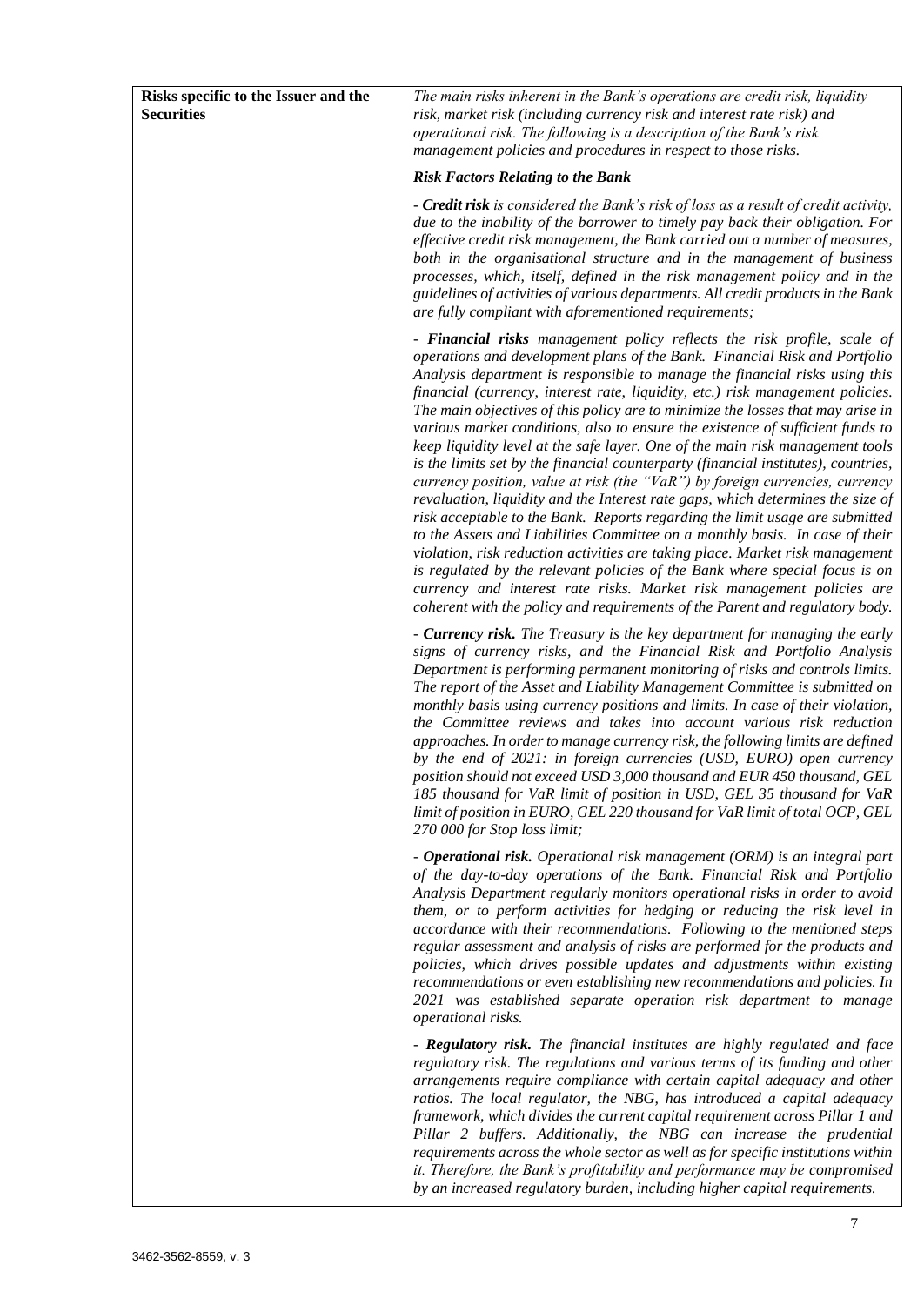| Risks specific to the Issuer and the Securities | *The main risks inherent in the Bank's operations are credit risk, liquidity risk, market risk (including currency risk and interest rate risk) and operational risk. The following is a description of the Bank's risk management policies and procedures in respect to those risks.*<br><br>***Risk Factors Relating to the Bank***<br><br>*- **Credit risk** is considered the Bank's risk of loss as a result of credit activity, due to the inability of the borrower to timely pay back their obligation. For effective credit risk management, the Bank carried out a number of measures, both in the organisational structure and in the management of business processes, which, itself, defined in the risk management policy and in the guidelines of activities of various departments. All credit products in the Bank are fully compliant with aforementioned requirements;*<br><br>*- **Financial risks** management policy reflects the risk profile, scale of operations and development plans of the Bank. Financial Risk and Portfolio Analysis department is responsible to manage the financial risks using this financial (currency, interest rate, liquidity, etc.) risk management policies. The main objectives of this policy are to minimize the losses that may arise in various market conditions, also to ensure the existence of sufficient funds to keep liquidity level at the safe layer. One of the main risk management tools is the limits set by the financial counterparty (financial institutes), countries, currency position, value at risk (the "VaR") by foreign currencies, currency revaluation, liquidity and the Interest rate gaps, which determines the size of risk acceptable to the Bank. Reports regarding the limit usage are submitted to the Assets and Liabilities Committee on a monthly basis. In case of their violation, risk reduction activities are taking place. Market risk management is regulated by the relevant policies of the Bank where special focus is on currency and interest rate risks. Market risk management policies are coherent with the policy and requirements of the Parent and regulatory body.*<br><br>*- **Currency risk.** The Treasury is the key department for managing the early signs of currency risks, and the Financial Risk and Portfolio Analysis Department is performing permanent monitoring of risks and controls limits. The report of the Asset and Liability Management Committee is submitted on monthly basis using currency positions and limits. In case of their violation, the Committee reviews and takes into account various risk reduction approaches. In order to manage currency risk, the following limits are defined by the end of 2021: in foreign currencies (USD, EURO) open currency position should not exceed USD 3,000 thousand and EUR 450 thousand, GEL 185 thousand for VaR limit of position in USD, GEL 35 thousand for VaR limit of position in EURO, GEL 220 thousand for VaR limit of total OCP, GEL 270 000 for Stop loss limit;*<br><br>*- **Operational risk.** Operational risk management (ORM) is an integral part of the day-to-day operations of the Bank. Financial Risk and Portfolio Analysis Department regularly monitors operational risks in order to avoid them, or to perform activities for hedging or reducing the risk level in accordance with their recommendations. Following to the mentioned steps regular assessment and analysis of risks are performed for the products and policies, which drives possible updates and adjustments within existing recommendations or even establishing new recommendations and policies. In 2021 was established separate operation risk department to manage operational risks.*<br><br>*- **Regulatory risk.** The financial institutes are highly regulated and face regulatory risk. The regulations and various terms of its funding and other arrangements require compliance with certain capital adequacy and other ratios. The local regulator, the NBG, has introduced a capital adequacy framework, which divides the current capital requirement across Pillar 1 and Pillar 2 buffers. Additionally, the NBG can increase the prudential requirements across the whole sector as well as for specific institutions within it. Therefore, the Bank's profitability and performance may be compromised by an increased regulatory burden, including higher capital requirements.* |
|---|---|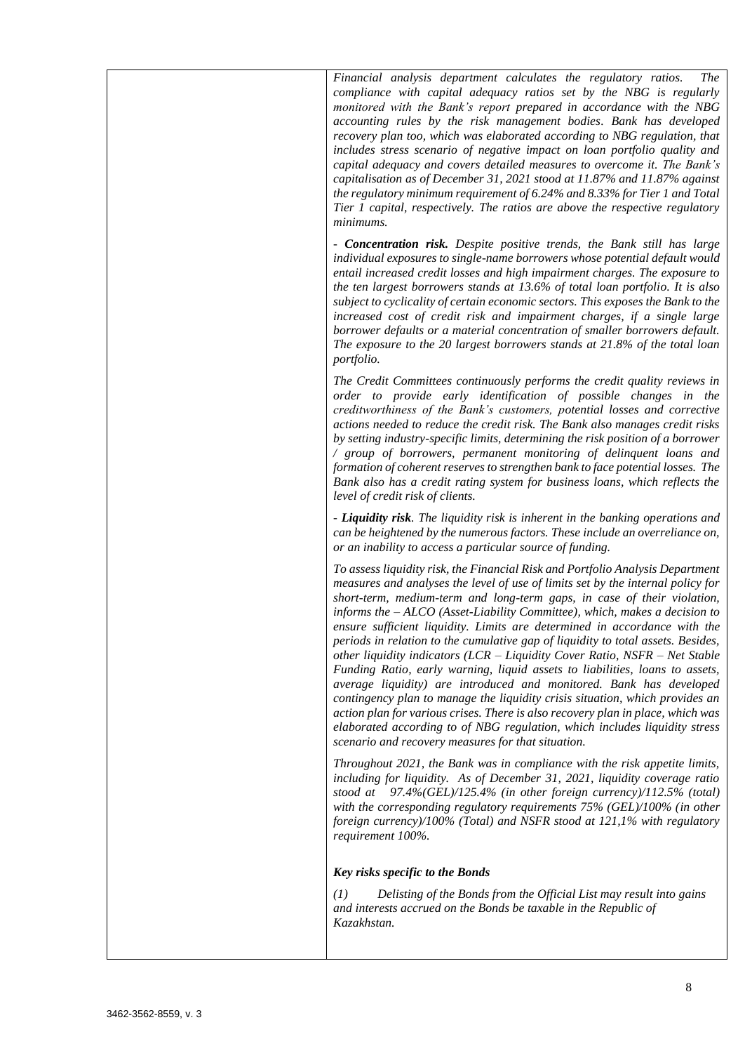*Financial analysis department calculates the regulatory ratios. The compliance with capital adequacy ratios set by the NBG is regularly monitored with the Bank's report prepared in accordance with the NBG accounting rules by the risk management bodies. Bank has developed recovery plan too, which was elaborated according to NBG regulation, that includes stress scenario of negative impact on loan portfolio quality and capital adequacy and covers detailed measures to overcome it. The Bank's capitalisation as of December 31, 2021 stood at 11.87% and 11.87% against the regulatory minimum requirement of 6.24% and 8.33% for Tier 1 and Total Tier 1 capital, respectively. The ratios are above the respective regulatory minimums.*

*- **Concentration risk.** Despite positive trends, the Bank still has large individual exposures to single-name borrowers whose potential default would entail increased credit losses and high impairment charges. The exposure to the ten largest borrowers stands at 13.6% of total loan portfolio. It is also subject to cyclicality of certain economic sectors. This exposes the Bank to the increased cost of credit risk and impairment charges, if a single large borrower defaults or a material concentration of smaller borrowers default. The exposure to the 20 largest borrowers stands at 21.8% of the total loan portfolio.*

*The Credit Committees continuously performs the credit quality reviews in order to provide early identification of possible changes in the creditworthiness of the Bank's customers, potential losses and corrective actions needed to reduce the credit risk. The Bank also manages credit risks by setting industry-specific limits, determining the risk position of a borrower / group of borrowers, permanent monitoring of delinquent loans and formation of coherent reserves to strengthen bank to face potential losses. The Bank also has a credit rating system for business loans, which reflects the level of credit risk of clients.*

*- **Liquidity risk**. The liquidity risk is inherent in the banking operations and can be heightened by the numerous factors. These include an overreliance on, or an inability to access a particular source of funding.*

*To assess liquidity risk, the Financial Risk and Portfolio Analysis Department measures and analyses the level of use of limits set by the internal policy for short-term, medium-term and long-term gaps, in case of their violation, informs the – ALCO (Asset-Liability Committee), which, makes a decision to ensure sufficient liquidity. Limits are determined in accordance with the periods in relation to the cumulative gap of liquidity to total assets. Besides, other liquidity indicators (LCR – Liquidity Cover Ratio, NSFR – Net Stable Funding Ratio, early warning, liquid assets to liabilities, loans to assets, average liquidity) are introduced and monitored. Bank has developed contingency plan to manage the liquidity crisis situation, which provides an action plan for various crises. There is also recovery plan in place, which was elaborated according to of NBG regulation, which includes liquidity stress scenario and recovery measures for that situation.*

*Throughout 2021, the Bank was in compliance with the risk appetite limits, including for liquidity. As of December 31, 2021, liquidity coverage ratio stood at 97.4%(GEL)/125.4% (in other foreign currency)/112.5% (total) with the corresponding regulatory requirements 75% (GEL)/100% (in other foreign currency)/100% (Total) and NSFR stood at 121,1% with regulatory requirement 100%.*

***Key risks specific to the Bonds***

*(1) Delisting of the Bonds from the Official List may result into gains and interests accrued on the Bonds be taxable in the Republic of Kazakhstan.*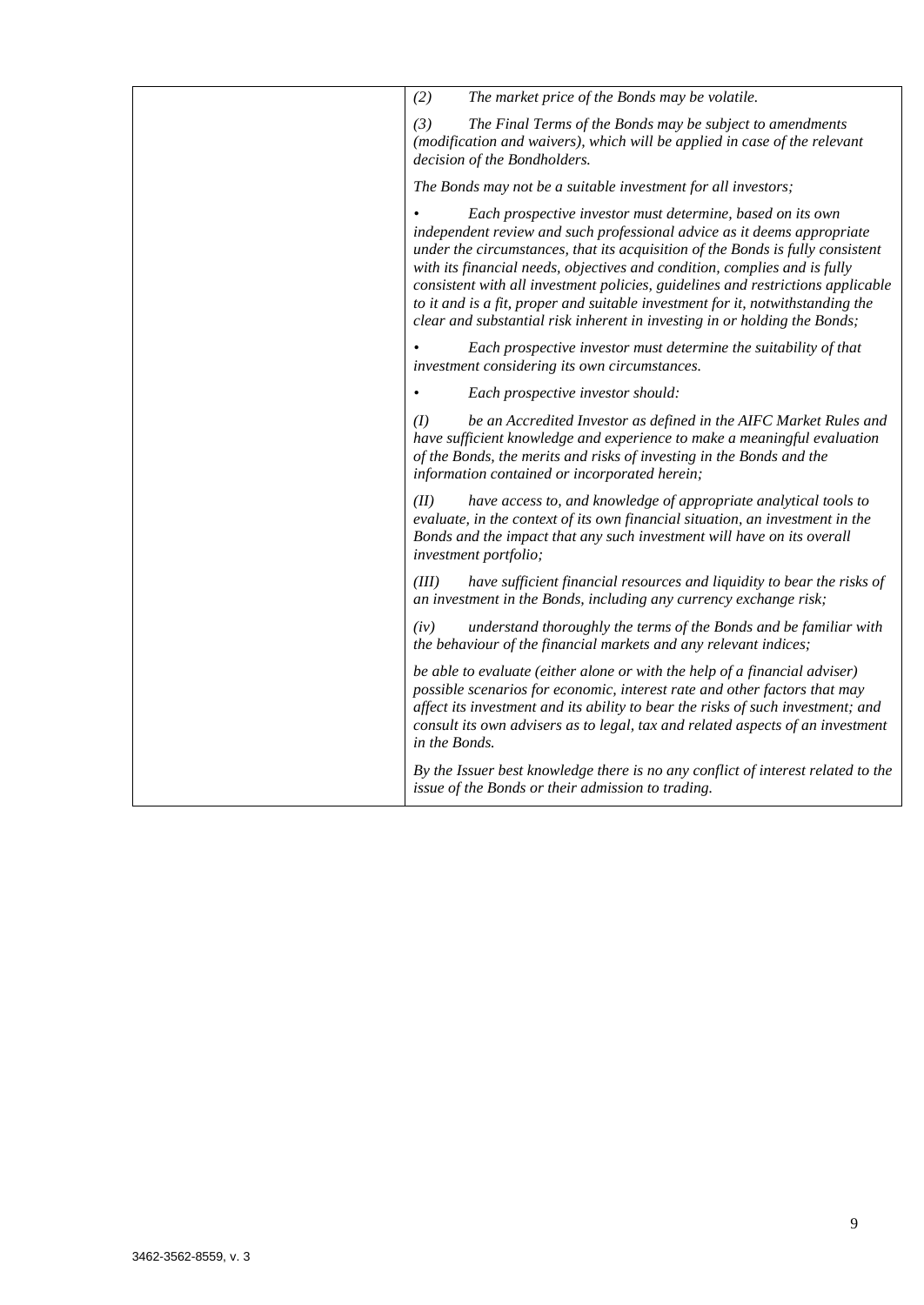| | |
|---|---|
| | *(2) The market price of the Bonds may be volatile.*<br><br>*(3) The Final Terms of the Bonds may be subject to amendments (modification and waivers), which will be applied in case of the relevant decision of the Bondholders.*<br><br>*The Bonds may not be a suitable investment for all investors;*<br><br>*• Each prospective investor must determine, based on its own independent review and such professional advice as it deems appropriate under the circumstances, that its acquisition of the Bonds is fully consistent with its financial needs, objectives and condition, complies and is fully consistent with all investment policies, guidelines and restrictions applicable to it and is a fit, proper and suitable investment for it, notwithstanding the clear and substantial risk inherent in investing in or holding the Bonds;*<br><br>*• Each prospective investor must determine the suitability of that investment considering its own circumstances.*<br><br>*• Each prospective investor should:*<br><br>*(I) be an Accredited Investor as defined in the AIFC Market Rules and have sufficient knowledge and experience to make a meaningful evaluation of the Bonds, the merits and risks of investing in the Bonds and the information contained or incorporated herein;*<br><br>*(II) have access to, and knowledge of appropriate analytical tools to evaluate, in the context of its own financial situation, an investment in the Bonds and the impact that any such investment will have on its overall investment portfolio;*<br><br>*(III) have sufficient financial resources and liquidity to bear the risks of an investment in the Bonds, including any currency exchange risk;*<br><br>*(iv) understand thoroughly the terms of the Bonds and be familiar with the behaviour of the financial markets and any relevant indices;*<br><br>*be able to evaluate (either alone or with the help of a financial adviser) possible scenarios for economic, interest rate and other factors that may affect its investment and its ability to bear the risks of such investment; and consult its own advisers as to legal, tax and related aspects of an investment in the Bonds.*<br><br>*By the Issuer best knowledge there is no any conflict of interest related to the issue of the Bonds or their admission to trading.* |

3462-3562-8559, v. 3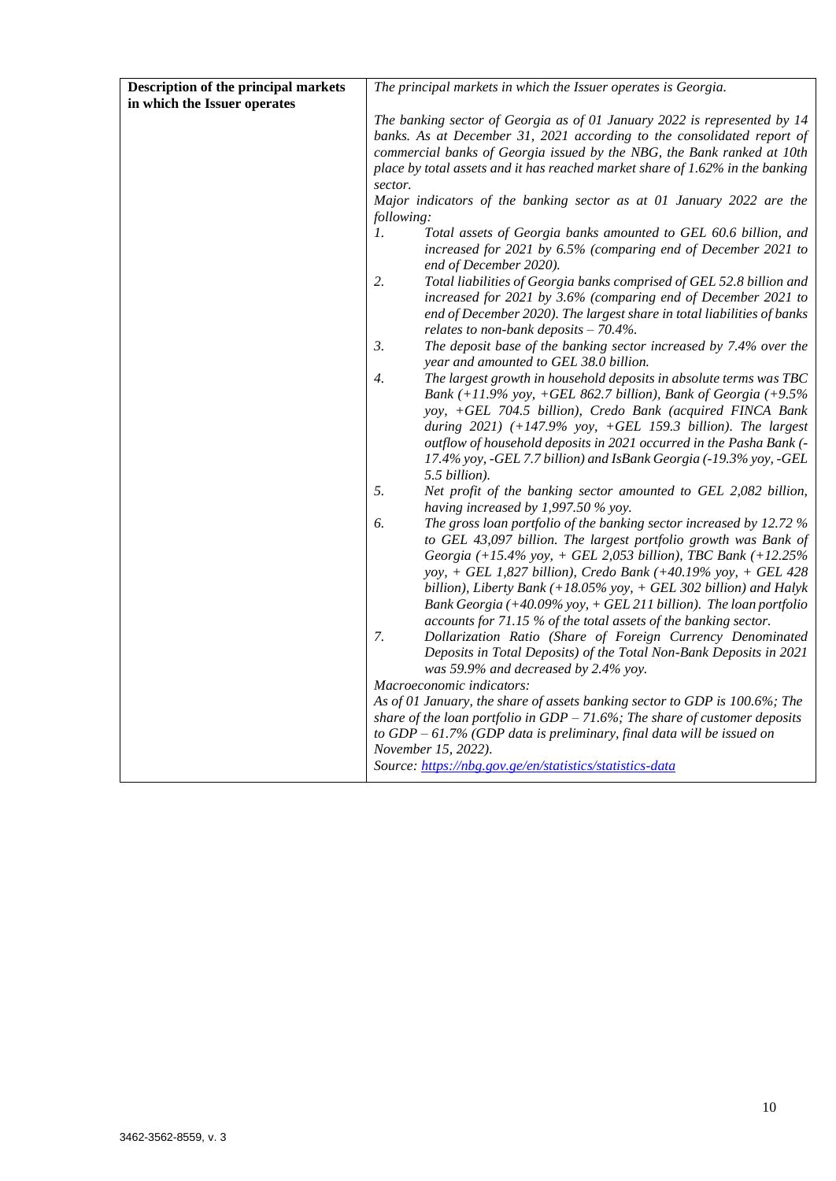| Description of the principal markets in which the Issuer operates | *The principal markets in which the Issuer operates is Georgia.*<br><br>*The banking sector of Georgia as of 01 January 2022 is represented by 14 banks. As at December 31, 2021 according to the consolidated report of commercial banks of Georgia issued by the NBG, the Bank ranked at 10th place by total assets and it has reached market share of 1.62% in the banking sector.*<br>*Major indicators of the banking sector as at 01 January 2022 are the following:*<br>*1. Total assets of Georgia banks amounted to GEL 60.6 billion, and increased for 2021 by 6.5% (comparing end of December 2021 to end of December 2020).*<br>*2. Total liabilities of Georgia banks comprised of GEL 52.8 billion and increased for 2021 by 3.6% (comparing end of December 2021 to end of December 2020). The largest share in total liabilities of banks relates to non-bank deposits – 70.4%.*<br>*3. The deposit base of the banking sector increased by 7.4% over the year and amounted to GEL 38.0 billion.*<br>*4. The largest growth in household deposits in absolute terms was TBC Bank (+11.9% yoy, +GEL 862.7 billion), Bank of Georgia (+9.5% yoy, +GEL 704.5 billion), Credo Bank (acquired FINCA Bank during 2021) (+147.9% yoy, +GEL 159.3 billion). The largest outflow of household deposits in 2021 occurred in the Pasha Bank (-17.4% yoy, -GEL 7.7 billion) and IsBank Georgia (-19.3% yoy, -GEL 5.5 billion).*<br>*5. Net profit of the banking sector amounted to GEL 2,082 billion, having increased by 1,997.50 % yoy.*<br>*6. The gross loan portfolio of the banking sector increased by 12.72 % to GEL 43,097 billion. The largest portfolio growth was Bank of Georgia (+15.4% yoy, + GEL 2,053 billion), TBC Bank (+12.25% yoy, + GEL 1,827 billion), Credo Bank (+40.19% yoy, + GEL 428 billion), Liberty Bank (+18.05% yoy, + GEL 302 billion) and Halyk Bank Georgia (+40.09% yoy, + GEL 211 billion). The loan portfolio accounts for 71.15 % of the total assets of the banking sector.*<br>*7. Dollarization Ratio (Share of Foreign Currency Denominated Deposits in Total Deposits) of the Total Non-Bank Deposits in 2021 was 59.9% and decreased by 2.4% yoy.*<br>*Macroeconomic indicators:*<br>*As of 01 January, the share of assets banking sector to GDP is 100.6%; The share of the loan portfolio in GDP – 71.6%; The share of customer deposits to GDP – 61.7% (GDP data is preliminary, final data will be issued on November 15, 2022).*<br>*Source: https://nbg.gov.ge/en/statistics/statistics-data* |
|---|---|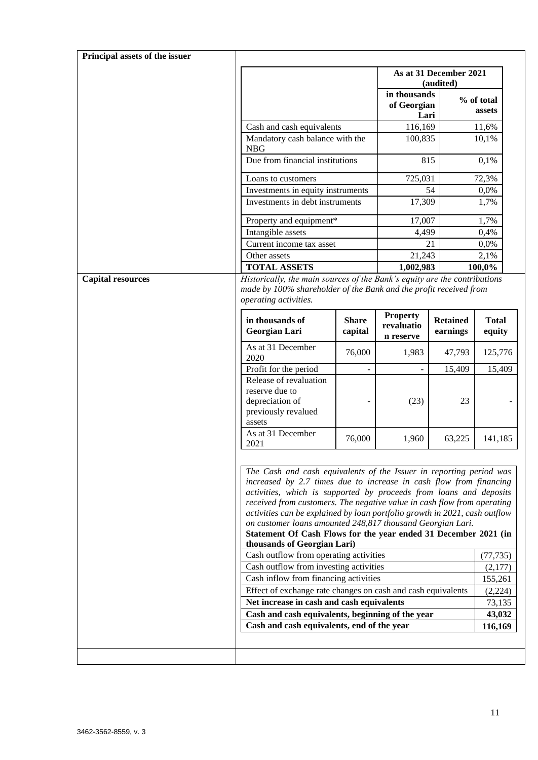**Principal assets of the issuer**

| | As at 31 December 2021 (audited) | |
|---|---|---|
| | in thousands of Georgian Lari | % of total assets |
| Cash and cash equivalents | 116,169 | 11,6% |
| Mandatory cash balance with the NBG | 100,835 | 10,1% |
| Due from financial institutions | 815 | 0,1% |
| Loans to customers | 725,031 | 72,3% |
| Investments in equity instruments | 54 | 0,0% |
| Investments in debt instruments | 17,309 | 1,7% |
| Property and equipment* | 17,007 | 1,7% |
| Intangible assets | 4,499 | 0,4% |
| Current income tax asset | 21 | 0,0% |
| Other assets | 21,243 | 2,1% |
| **TOTAL ASSETS** | **1,002,983** | **100,0%** |

**Capital resources**

*Historically, the main sources of the Bank's equity are the contributions made by 100% shareholder of the Bank and the profit received from operating activities.*

| in thousands of Georgian Lari | Share capital | Property revaluation reserve | Retained earnings | Total equity |
|---|---|---|---|---|
| As at 31 December 2020 | 76,000 | 1,983 | 47,793 | 125,776 |
| Profit for the period | - | - | 15,409 | 15,409 |
| Release of revaluation reserve due to depreciation of previously revalued assets | - | (23) | 23 | - |
| As at 31 December 2021 | 76,000 | 1,960 | 63,225 | 141,185 |

*The Cash and cash equivalents of the Issuer in reporting period was increased by 2.7 times due to increase in cash flow from financing activities, which is supported by proceeds from loans and deposits received from customers. The negative value in cash flow from operating activities can be explained by loan portfolio growth in 2021, cash outflow on customer loans amounted 248,817 thousand Georgian Lari.*

**Statement Of Cash Flows for the year ended 31 December 2021 (in thousands of Georgian Lari)**

| | |
|---|---|
| Cash outflow from operating activities | (77,735) |
| Cash outflow from investing activities | (2,177) |
| Cash inflow from financing activities | 155,261 |
| Effect of exchange rate changes on cash and cash equivalents | (2,224) |
| **Net increase in cash and cash equivalents** | 73,135 |
| **Cash and cash equivalents, beginning of the year** | **43,032** |
| **Cash and cash equivalents, end of the year** | **116,169** |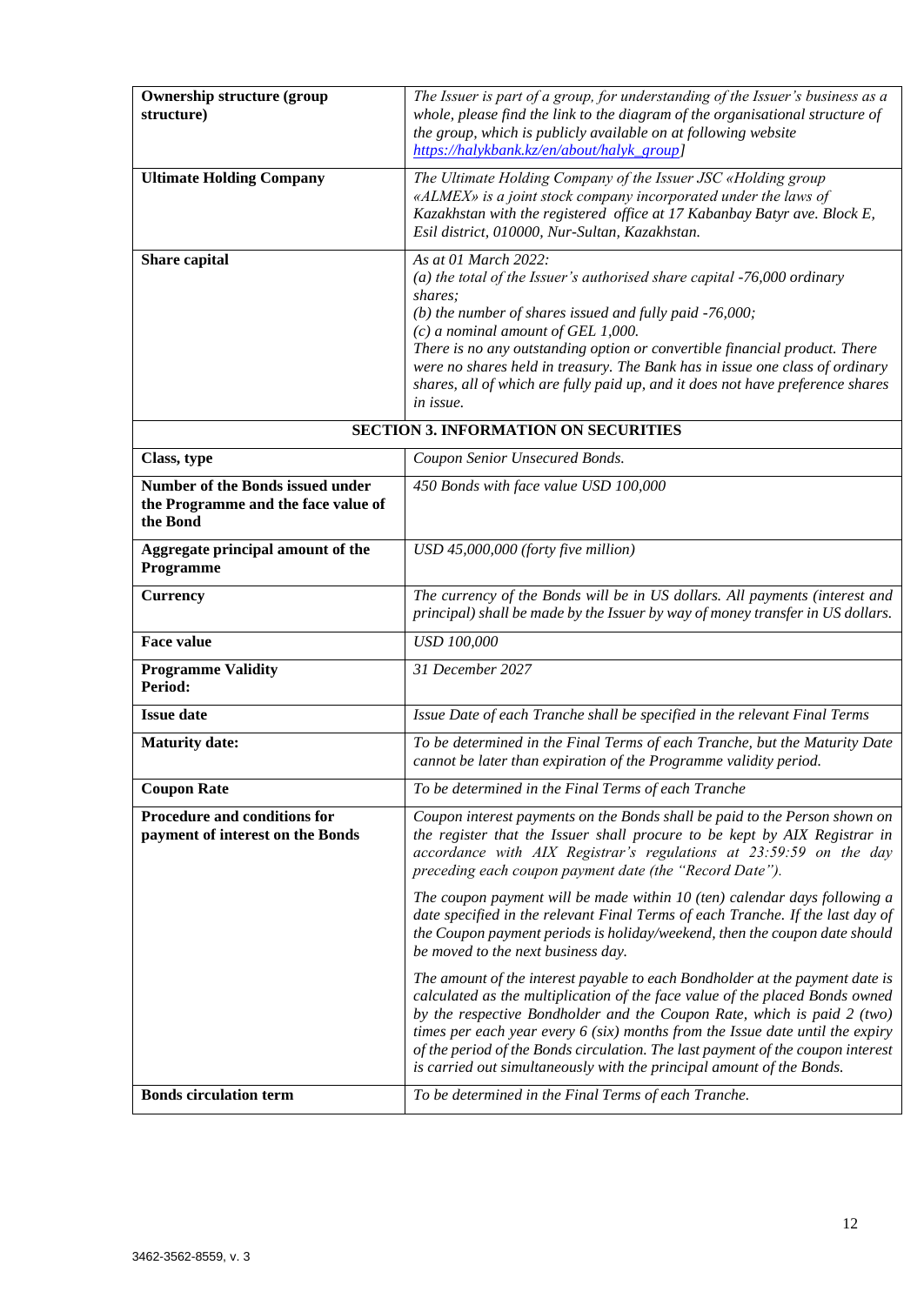| | |
|---|---|
| **Ownership structure (group structure)** | *The Issuer is part of a group, for understanding of the Issuer's business as a whole, please find the link to the diagram of the organisational structure of the group, which is publicly available on at following website [https://halykbank.kz/en/about/halyk_group](https://halykbank.kz/en/about/halyk_group)]* |
| **Ultimate Holding Company** | *The Ultimate Holding Company of the Issuer JSC «Holding group «ALMEX» is a joint stock company incorporated under the laws of Kazakhstan with the registered office at 17 Kabanbay Batyr ave. Block E, Esil district, 010000, Nur-Sultan, Kazakhstan.* |
| **Share capital** | *As at 01 March 2022:*<br>*(a) the total of the Issuer's authorised share capital -76,000 ordinary shares;*<br>*(b) the number of shares issued and fully paid -76,000;*<br>*(c) a nominal amount of GEL 1,000.*<br>*There is no any outstanding option or convertible financial product. There were no shares held in treasury. The Bank has in issue one class of ordinary shares, all of which are fully paid up, and it does not have preference shares in issue.* |
| **SECTION 3. INFORMATION ON SECURITIES** | |
| **Class, type** | *Coupon Senior Unsecured Bonds.* |
| **Number of the Bonds issued under the Programme and the face value of the Bond** | *450 Bonds with face value USD 100,000* |
| **Aggregate principal amount of the Programme** | *USD 45,000,000 (forty five million)* |
| **Currency** | *The currency of the Bonds will be in US dollars. All payments (interest and principal) shall be made by the Issuer by way of money transfer in US dollars.* |
| **Face value** | *USD 100,000* |
| **Programme Validity Period:** | *31 December 2027* |
| **Issue date** | *Issue Date of each Tranche shall be specified in the relevant Final Terms* |
| **Maturity date:** | *To be determined in the Final Terms of each Tranche, but the Maturity Date cannot be later than expiration of the Programme validity period.* |
| **Coupon Rate** | *To be determined in the Final Terms of each Tranche* |
| **Procedure and conditions for payment of interest on the Bonds** | *Coupon interest payments on the Bonds shall be paid to the Person shown on the register that the Issuer shall procure to be kept by AIX Registrar in accordance with AIX Registrar's regulations at 23:59:59 on the day preceding each coupon payment date (the "Record Date").*<br><br>*The coupon payment will be made within 10 (ten) calendar days following a date specified in the relevant Final Terms of each Tranche. If the last day of the Coupon payment periods is holiday/weekend, then the coupon date should be moved to the next business day.*<br><br>*The amount of the interest payable to each Bondholder at the payment date is calculated as the multiplication of the face value of the placed Bonds owned by the respective Bondholder and the Coupon Rate, which is paid 2 (two) times per each year every 6 (six) months from the Issue date until the expiry of the period of the Bonds circulation. The last payment of the coupon interest is carried out simultaneously with the principal amount of the Bonds.* |
| **Bonds circulation term** | *To be determined in the Final Terms of each Tranche.* |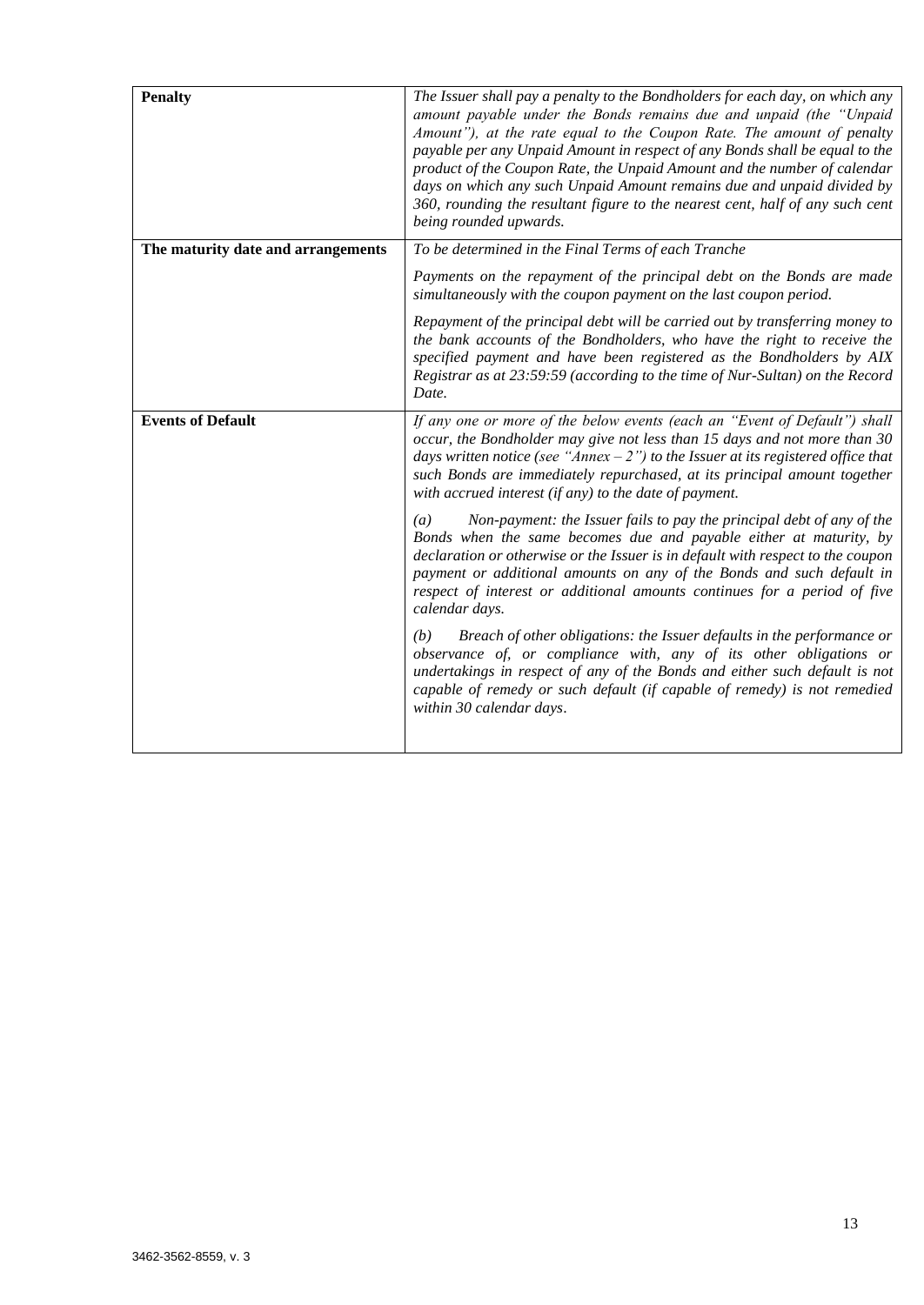| | |
|---|---|
| **Penalty** | *The Issuer shall pay a penalty to the Bondholders for each day, on which any amount payable under the Bonds remains due and unpaid (the "Unpaid Amount"), at the rate equal to the Coupon Rate. The amount of penalty payable per any Unpaid Amount in respect of any Bonds shall be equal to the product of the Coupon Rate, the Unpaid Amount and the number of calendar days on which any such Unpaid Amount remains due and unpaid divided by 360, rounding the resultant figure to the nearest cent, half of any such cent being rounded upwards.* |
| **The maturity date and arrangements** | *To be determined in the Final Terms of each Tranche*<br><br>*Payments on the repayment of the principal debt on the Bonds are made simultaneously with the coupon payment on the last coupon period.*<br><br>*Repayment of the principal debt will be carried out by transferring money to the bank accounts of the Bondholders, who have the right to receive the specified payment and have been registered as the Bondholders by AIX Registrar as at 23:59:59 (according to the time of Nur-Sultan) on the Record Date.* |
| **Events of Default** | *If any one or more of the below events (each an "Event of Default") shall occur, the Bondholder may give not less than 15 days and not more than 30 days written notice (see "Annex – 2") to the Issuer at its registered office that such Bonds are immediately repurchased, at its principal amount together with accrued interest (if any) to the date of payment.*<br><br>*(a) Non-payment: the Issuer fails to pay the principal debt of any of the Bonds when the same becomes due and payable either at maturity, by declaration or otherwise or the Issuer is in default with respect to the coupon payment or additional amounts on any of the Bonds and such default in respect of interest or additional amounts continues for a period of five calendar days.*<br><br>*(b) Breach of other obligations: the Issuer defaults in the performance or observance of, or compliance with, any of its other obligations or undertakings in respect of any of the Bonds and either such default is not capable of remedy or such default (if capable of remedy) is not remedied within 30 calendar days.* |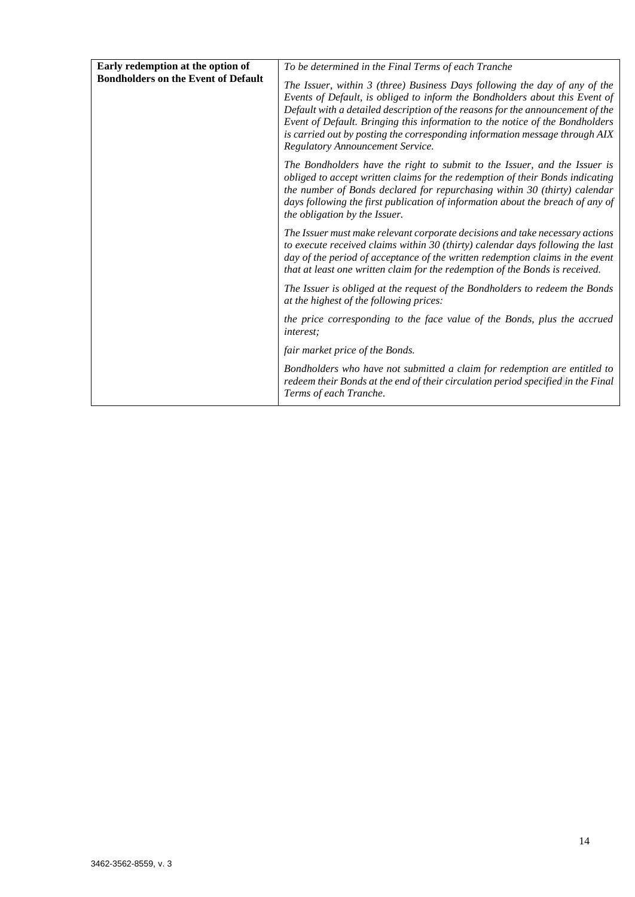| **Early redemption at the option of Bondholders on the Event of Default** | *To be determined in the Final Terms of each Tranche*<br><br>*The Issuer, within 3 (three) Business Days following the day of any of the Events of Default, is obliged to inform the Bondholders about this Event of Default with a detailed description of the reasons for the announcement of the Event of Default. Bringing this information to the notice of the Bondholders is carried out by posting the corresponding information message through AIX Regulatory Announcement Service.*<br><br>*The Bondholders have the right to submit to the Issuer, and the Issuer is obliged to accept written claims for the redemption of their Bonds indicating the number of Bonds declared for repurchasing within 30 (thirty) calendar days following the first publication of information about the breach of any of the obligation by the Issuer.*<br><br>*The Issuer must make relevant corporate decisions and take necessary actions to execute received claims within 30 (thirty) calendar days following the last day of the period of acceptance of the written redemption claims in the event that at least one written claim for the redemption of the Bonds is received.*<br><br>*The Issuer is obliged at the request of the Bondholders to redeem the Bonds at the highest of the following prices:*<br><br>*the price corresponding to the face value of the Bonds, plus the accrued interest;*<br><br>*fair market price of the Bonds.*<br><br>*Bondholders who have not submitted a claim for redemption are entitled to redeem their Bonds at the end of their circulation period specified in the Final Terms of each Tranche.* |
|---|---|

3462-3562-8559, v. 3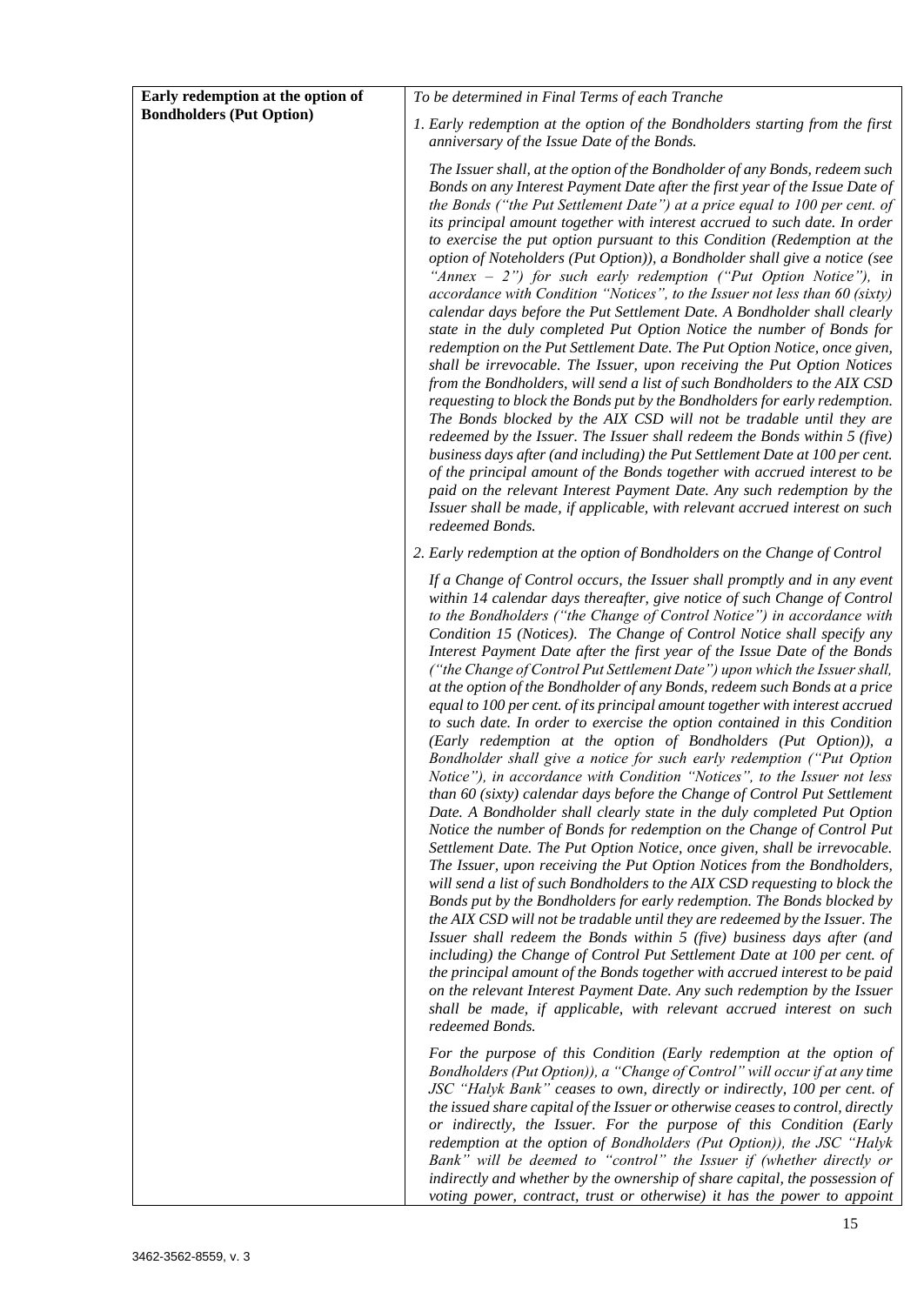| **Early redemption at the option of Bondholders (Put Option)** | *To be determined in Final Terms of each Tranche*<br><br>*1. Early redemption at the option of the Bondholders starting from the first anniversary of the Issue Date of the Bonds.*<br><br>*The Issuer shall, at the option of the Bondholder of any Bonds, redeem such Bonds on any Interest Payment Date after the first year of the Issue Date of the Bonds ("the Put Settlement Date") at a price equal to 100 per cent. of its principal amount together with interest accrued to such date. In order to exercise the put option pursuant to this Condition (Redemption at the option of Noteholders (Put Option)), a Bondholder shall give a notice (see "Annex – 2") for such early redemption ("Put Option Notice"), in accordance with Condition "Notices", to the Issuer not less than 60 (sixty) calendar days before the Put Settlement Date. A Bondholder shall clearly state in the duly completed Put Option Notice the number of Bonds for redemption on the Put Settlement Date. The Put Option Notice, once given, shall be irrevocable. The Issuer, upon receiving the Put Option Notices from the Bondholders, will send a list of such Bondholders to the AIX CSD requesting to block the Bonds put by the Bondholders for early redemption. The Bonds blocked by the AIX CSD will not be tradable until they are redeemed by the Issuer. The Issuer shall redeem the Bonds within 5 (five) business days after (and including) the Put Settlement Date at 100 per cent. of the principal amount of the Bonds together with accrued interest to be paid on the relevant Interest Payment Date. Any such redemption by the Issuer shall be made, if applicable, with relevant accrued interest on such redeemed Bonds.*<br><br>*2. Early redemption at the option of Bondholders on the Change of Control*<br><br>*If a Change of Control occurs, the Issuer shall promptly and in any event within 14 calendar days thereafter, give notice of such Change of Control to the Bondholders ("the Change of Control Notice") in accordance with Condition 15 (Notices). The Change of Control Notice shall specify any Interest Payment Date after the first year of the Issue Date of the Bonds ("the Change of Control Put Settlement Date") upon which the Issuer shall, at the option of the Bondholder of any Bonds, redeem such Bonds at a price equal to 100 per cent. of its principal amount together with interest accrued to such date. In order to exercise the option contained in this Condition (Early redemption at the option of Bondholders (Put Option)), a Bondholder shall give a notice for such early redemption ("Put Option Notice"), in accordance with Condition "Notices", to the Issuer not less than 60 (sixty) calendar days before the Change of Control Put Settlement Date. A Bondholder shall clearly state in the duly completed Put Option Notice the number of Bonds for redemption on the Change of Control Put Settlement Date. The Put Option Notice, once given, shall be irrevocable. The Issuer, upon receiving the Put Option Notices from the Bondholders, will send a list of such Bondholders to the AIX CSD requesting to block the Bonds put by the Bondholders for early redemption. The Bonds blocked by the AIX CSD will not be tradable until they are redeemed by the Issuer. The Issuer shall redeem the Bonds within 5 (five) business days after (and including) the Change of Control Put Settlement Date at 100 per cent. of the principal amount of the Bonds together with accrued interest to be paid on the relevant Interest Payment Date. Any such redemption by the Issuer shall be made, if applicable, with relevant accrued interest on such redeemed Bonds.*<br><br>*For the purpose of this Condition (Early redemption at the option of Bondholders (Put Option)), a "Change of Control" will occur if at any time JSC "Halyk Bank" ceases to own, directly or indirectly, 100 per cent. of the issued share capital of the Issuer or otherwise ceases to control, directly or indirectly, the Issuer. For the purpose of this Condition (Early redemption at the option of Bondholders (Put Option)), the JSC "Halyk Bank" will be deemed to "control" the Issuer if (whether directly or indirectly and whether by the ownership of share capital, the possession of voting power, contract, trust or otherwise) it has the power to appoint* |
|---|---|

3462-3562-8559, v. 3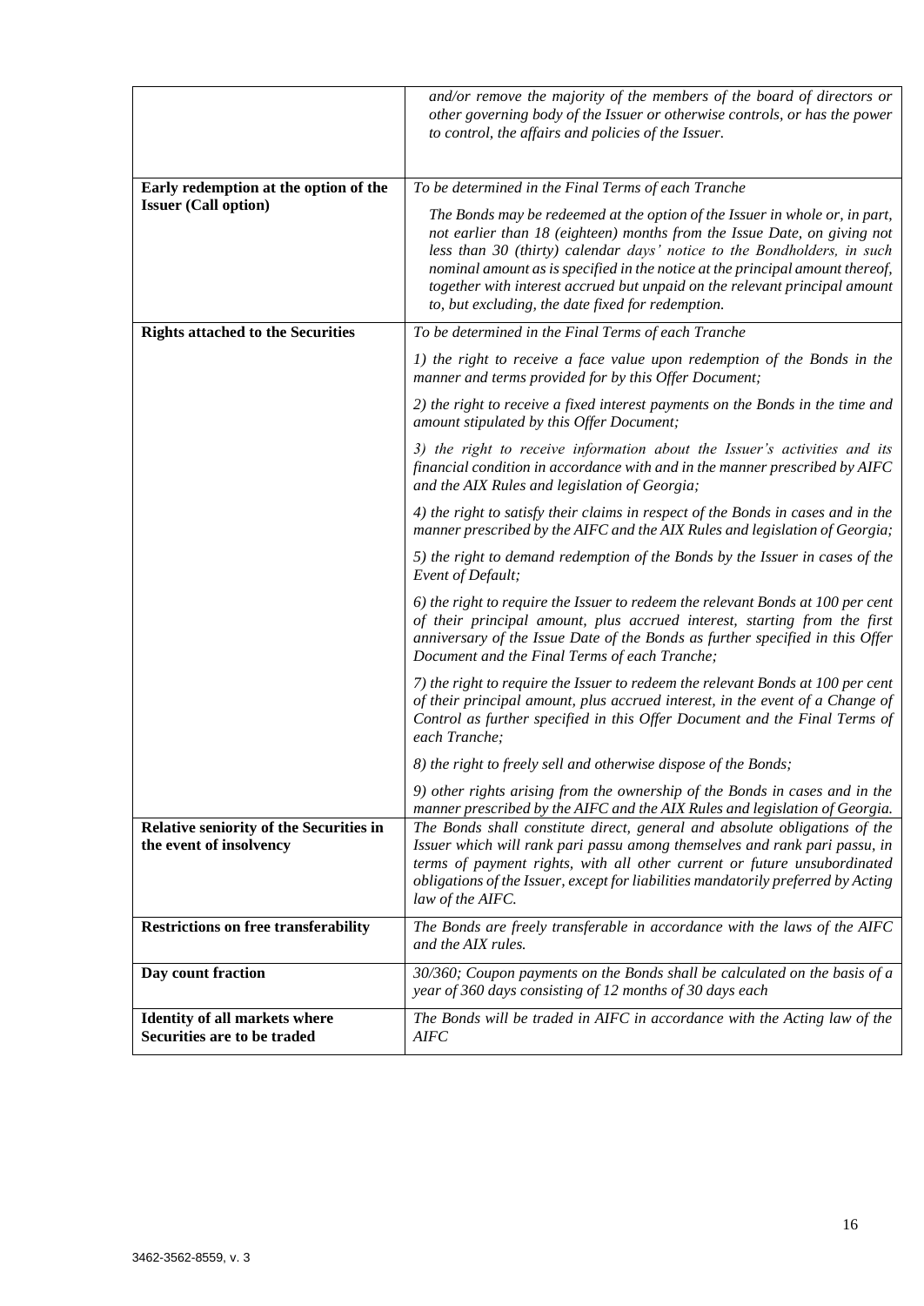| | |
|---|---|
| | *and/or remove the majority of the members of the board of directors or other governing body of the Issuer or otherwise controls, or has the power to control, the affairs and policies of the Issuer.* |
| **Early redemption at the option of the Issuer (Call option)** | *To be determined in the Final Terms of each Tranche*<br><br>*The Bonds may be redeemed at the option of the Issuer in whole or, in part, not earlier than 18 (eighteen) months from the Issue Date, on giving not less than 30 (thirty) calendar days' notice to the Bondholders, in such nominal amount as is specified in the notice at the principal amount thereof, together with interest accrued but unpaid on the relevant principal amount to, but excluding, the date fixed for redemption.* |
| **Rights attached to the Securities** | *To be determined in the Final Terms of each Tranche*<br><br>*1) the right to receive a face value upon redemption of the Bonds in the manner and terms provided for by this Offer Document;*<br><br>*2) the right to receive a fixed interest payments on the Bonds in the time and amount stipulated by this Offer Document;*<br><br>*3) the right to receive information about the Issuer's activities and its financial condition in accordance with and in the manner prescribed by AIFC and the AIX Rules and legislation of Georgia;*<br><br>*4) the right to satisfy their claims in respect of the Bonds in cases and in the manner prescribed by the AIFC and the AIX Rules and legislation of Georgia;*<br><br>*5) the right to demand redemption of the Bonds by the Issuer in cases of the Event of Default;*<br><br>*6) the right to require the Issuer to redeem the relevant Bonds at 100 per cent of their principal amount, plus accrued interest, starting from the first anniversary of the Issue Date of the Bonds as further specified in this Offer Document and the Final Terms of each Tranche;*<br><br>*7) the right to require the Issuer to redeem the relevant Bonds at 100 per cent of their principal amount, plus accrued interest, in the event of a Change of Control as further specified in this Offer Document and the Final Terms of each Tranche;*<br><br>*8) the right to freely sell and otherwise dispose of the Bonds;*<br><br>*9) other rights arising from the ownership of the Bonds in cases and in the manner prescribed by the AIFC and the AIX Rules and legislation of Georgia.* |
| **Relative seniority of the Securities in the event of insolvency** | *The Bonds shall constitute direct, general and absolute obligations of the Issuer which will rank pari passu among themselves and rank pari passu, in terms of payment rights, with all other current or future unsubordinated obligations of the Issuer, except for liabilities mandatorily preferred by Acting law of the AIFC.* |
| **Restrictions on free transferability** | *The Bonds are freely transferable in accordance with the laws of the AIFC and the AIX rules.* |
| **Day count fraction** | *30/360; Coupon payments on the Bonds shall be calculated on the basis of a year of 360 days consisting of 12 months of 30 days each* |
| **Identity of all markets where Securities are to be traded** | *The Bonds will be traded in AIFC in accordance with the Acting law of the AIFC* |

3462-3562-8559, v. 3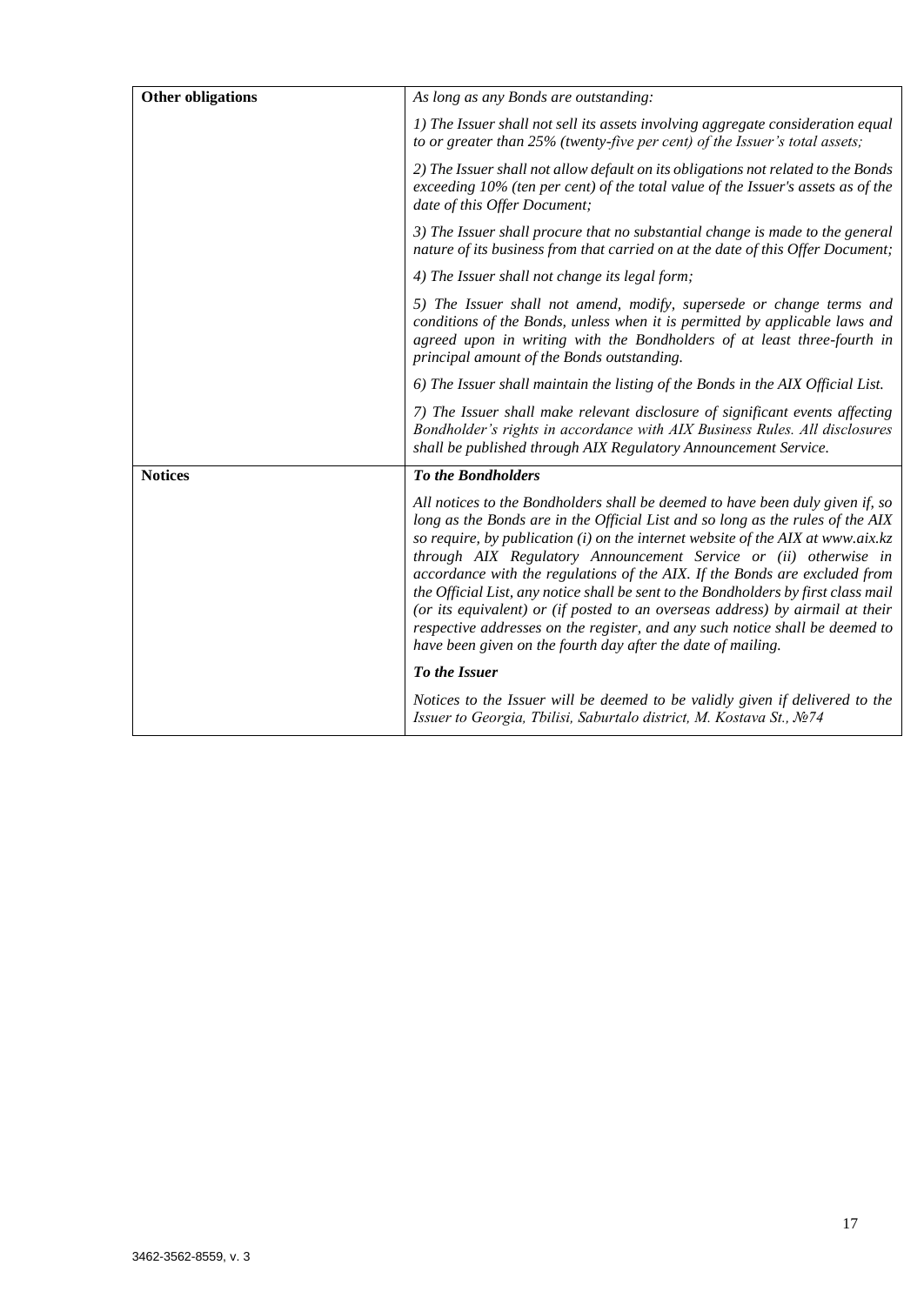| **Other obligations** | *As long as any Bonds are outstanding:*<br><br>*1) The Issuer shall not sell its assets involving aggregate consideration equal to or greater than 25% (twenty-five per cent) of the Issuer's total assets;*<br><br>*2) The Issuer shall not allow default on its obligations not related to the Bonds exceeding 10% (ten per cent) of the total value of the Issuer's assets as of the date of this Offer Document;*<br><br>*3) The Issuer shall procure that no substantial change is made to the general nature of its business from that carried on at the date of this Offer Document;*<br><br>*4) The Issuer shall not change its legal form;*<br><br>*5) The Issuer shall not amend, modify, supersede or change terms and conditions of the Bonds, unless when it is permitted by applicable laws and agreed upon in writing with the Bondholders of at least three-fourth in principal amount of the Bonds outstanding.*<br><br>*6) The Issuer shall maintain the listing of the Bonds in the AIX Official List.*<br><br>*7) The Issuer shall make relevant disclosure of significant events affecting Bondholder's rights in accordance with AIX Business Rules. All disclosures shall be published through AIX Regulatory Announcement Service.* |
|---|---|
| **Notices** | ***To the Bondholders***<br><br>*All notices to the Bondholders shall be deemed to have been duly given if, so long as the Bonds are in the Official List and so long as the rules of the AIX so require, by publication (i) on the internet website of the AIX at www.aix.kz through AIX Regulatory Announcement Service or (ii) otherwise in accordance with the regulations of the AIX. If the Bonds are excluded from the Official List, any notice shall be sent to the Bondholders by first class mail (or its equivalent) or (if posted to an overseas address) by airmail at their respective addresses on the register, and any such notice shall be deemed to have been given on the fourth day after the date of mailing.*<br><br>***To the Issuer***<br><br>*Notices to the Issuer will be deemed to be validly given if delivered to the Issuer to Georgia, Tbilisi, Saburtalo district, M. Kostava St., №74* |

3462-3562-8559, v. 3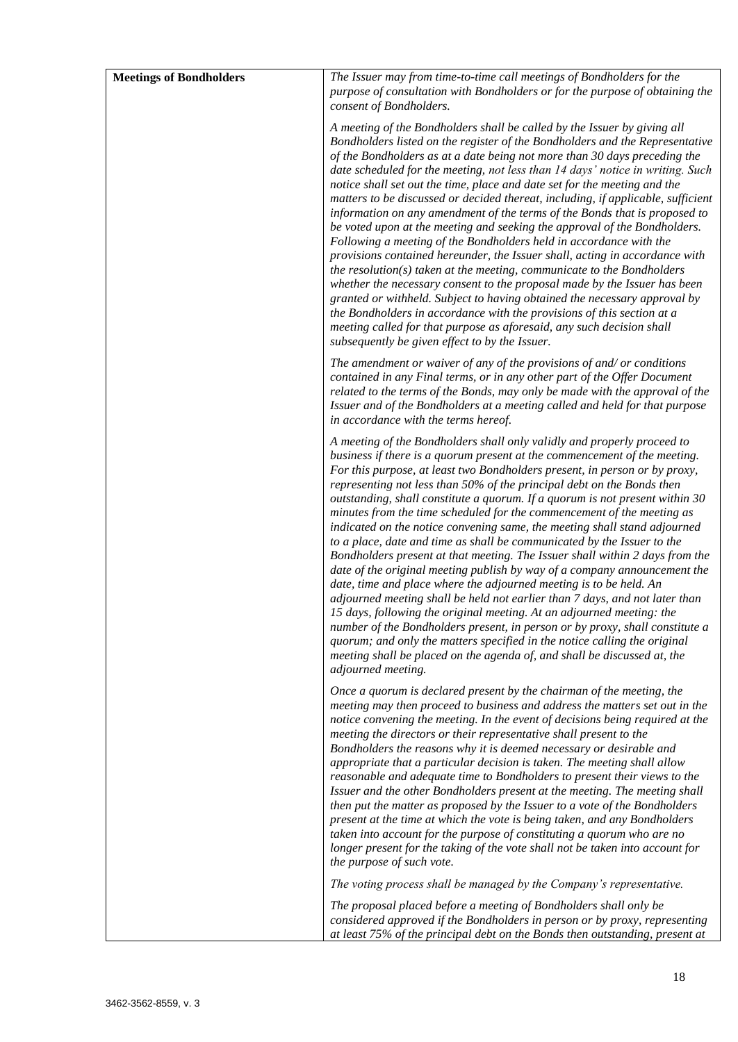| **Meetings of Bondholders** | *The Issuer may from time-to-time call meetings of Bondholders for the purpose of consultation with Bondholders or for the purpose of obtaining the consent of Bondholders.*<br><br>*A meeting of the Bondholders shall be called by the Issuer by giving all Bondholders listed on the register of the Bondholders and the Representative of the Bondholders as at a date being not more than 30 days preceding the date scheduled for the meeting, not less than 14 days' notice in writing. Such notice shall set out the time, place and date set for the meeting and the matters to be discussed or decided thereat, including, if applicable, sufficient information on any amendment of the terms of the Bonds that is proposed to be voted upon at the meeting and seeking the approval of the Bondholders. Following a meeting of the Bondholders held in accordance with the provisions contained hereunder, the Issuer shall, acting in accordance with the resolution(s) taken at the meeting, communicate to the Bondholders whether the necessary consent to the proposal made by the Issuer has been granted or withheld. Subject to having obtained the necessary approval by the Bondholders in accordance with the provisions of this section at a meeting called for that purpose as aforesaid, any such decision shall subsequently be given effect to by the Issuer.*<br><br>*The amendment or waiver of any of the provisions of and/ or conditions contained in any Final terms, or in any other part of the Offer Document related to the terms of the Bonds, may only be made with the approval of the Issuer and of the Bondholders at a meeting called and held for that purpose in accordance with the terms hereof.*<br><br>*A meeting of the Bondholders shall only validly and properly proceed to business if there is a quorum present at the commencement of the meeting. For this purpose, at least two Bondholders present, in person or by proxy, representing not less than 50% of the principal debt on the Bonds then outstanding, shall constitute a quorum. If a quorum is not present within 30 minutes from the time scheduled for the commencement of the meeting as indicated on the notice convening same, the meeting shall stand adjourned to a place, date and time as shall be communicated by the Issuer to the Bondholders present at that meeting. The Issuer shall within 2 days from the date of the original meeting publish by way of a company announcement the date, time and place where the adjourned meeting is to be held. An adjourned meeting shall be held not earlier than 7 days, and not later than 15 days, following the original meeting. At an adjourned meeting: the number of the Bondholders present, in person or by proxy, shall constitute a quorum; and only the matters specified in the notice calling the original meeting shall be placed on the agenda of, and shall be discussed at, the adjourned meeting.*<br><br>*Once a quorum is declared present by the chairman of the meeting, the meeting may then proceed to business and address the matters set out in the notice convening the meeting. In the event of decisions being required at the meeting the directors or their representative shall present to the Bondholders the reasons why it is deemed necessary or desirable and appropriate that a particular decision is taken. The meeting shall allow reasonable and adequate time to Bondholders to present their views to the Issuer and the other Bondholders present at the meeting. The meeting shall then put the matter as proposed by the Issuer to a vote of the Bondholders present at the time at which the vote is being taken, and any Bondholders taken into account for the purpose of constituting a quorum who are no longer present for the taking of the vote shall not be taken into account for the purpose of such vote.*<br><br>*The voting process shall be managed by the Company's representative.*<br><br>*The proposal placed before a meeting of Bondholders shall only be considered approved if the Bondholders in person or by proxy, representing at least 75% of the principal debt on the Bonds then outstanding, present at* |
|---|---|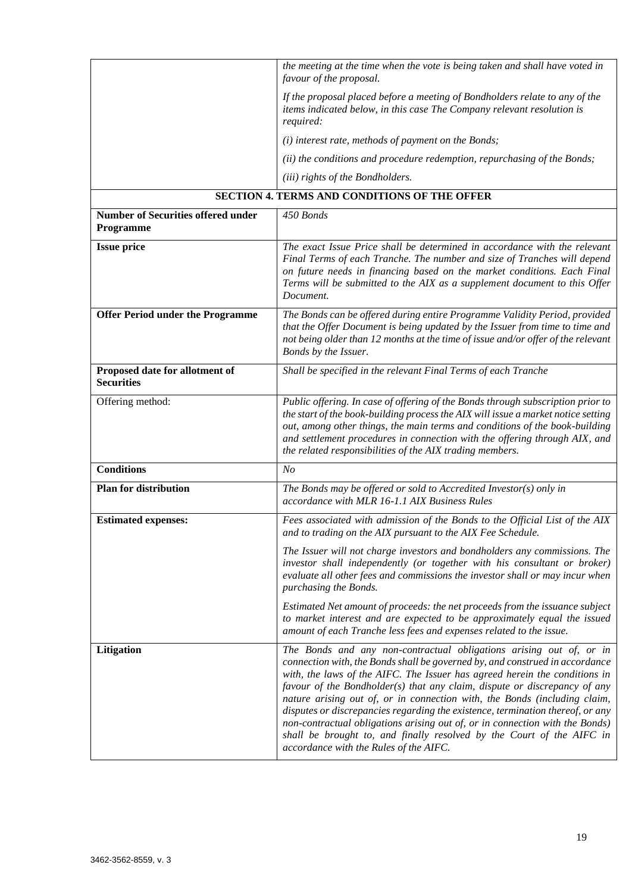| | |
|---|---|
| | *the meeting at the time when the vote is being taken and shall have voted in favour of the proposal.*<br><br>*If the proposal placed before a meeting of Bondholders relate to any of the items indicated below, in this case The Company relevant resolution is required:*<br><br>*(i) interest rate, methods of payment on the Bonds;*<br><br>*(ii) the conditions and procedure redemption, repurchasing of the Bonds;*<br><br>*(iii) rights of the Bondholders.* |
| **SECTION 4. TERMS AND CONDITIONS OF THE OFFER** | |
| **Number of Securities offered under Programme** | *450 Bonds* |
| **Issue price** | *The exact Issue Price shall be determined in accordance with the relevant Final Terms of each Tranche. The number and size of Tranches will depend on future needs in financing based on the market conditions. Each Final Terms will be submitted to the AIX as a supplement document to this Offer Document.* |
| **Offer Period under the Programme** | *The Bonds can be offered during entire Programme Validity Period, provided that the Offer Document is being updated by the Issuer from time to time and not being older than 12 months at the time of issue and/or offer of the relevant Bonds by the Issuer.* |
| **Proposed date for allotment of Securities** | *Shall be specified in the relevant Final Terms of each Tranche* |
| Offering method: | *Public offering. In case of offering of the Bonds through subscription prior to the start of the book-building process the AIX will issue a market notice setting out, among other things, the main terms and conditions of the book-building and settlement procedures in connection with the offering through AIX, and the related responsibilities of the AIX trading members.* |
| **Conditions** | *No* |
| **Plan for distribution** | *The Bonds may be offered or sold to Accredited Investor(s) only in accordance with MLR 16-1.1 AIX Business Rules* |
| **Estimated expenses:** | *Fees associated with admission of the Bonds to the Official List of the AIX and to trading on the AIX pursuant to the AIX Fee Schedule.*<br><br>*The Issuer will not charge investors and bondholders any commissions. The investor shall independently (or together with his consultant or broker) evaluate all other fees and commissions the investor shall or may incur when purchasing the Bonds.*<br><br>*Estimated Net amount of proceeds: the net proceeds from the issuance subject to market interest and are expected to be approximately equal the issued amount of each Tranche less fees and expenses related to the issue.* |
| **Litigation** | *The Bonds and any non-contractual obligations arising out of, or in connection with, the Bonds shall be governed by, and construed in accordance with, the laws of the AIFC. The Issuer has agreed herein the conditions in favour of the Bondholder(s) that any claim, dispute or discrepancy of any nature arising out of, or in connection with, the Bonds (including claim, disputes or discrepancies regarding the existence, termination thereof, or any non-contractual obligations arising out of, or in connection with the Bonds) shall be brought to, and finally resolved by the Court of the AIFC in accordance with the Rules of the AIFC.* |

3462-3562-8559, v. 3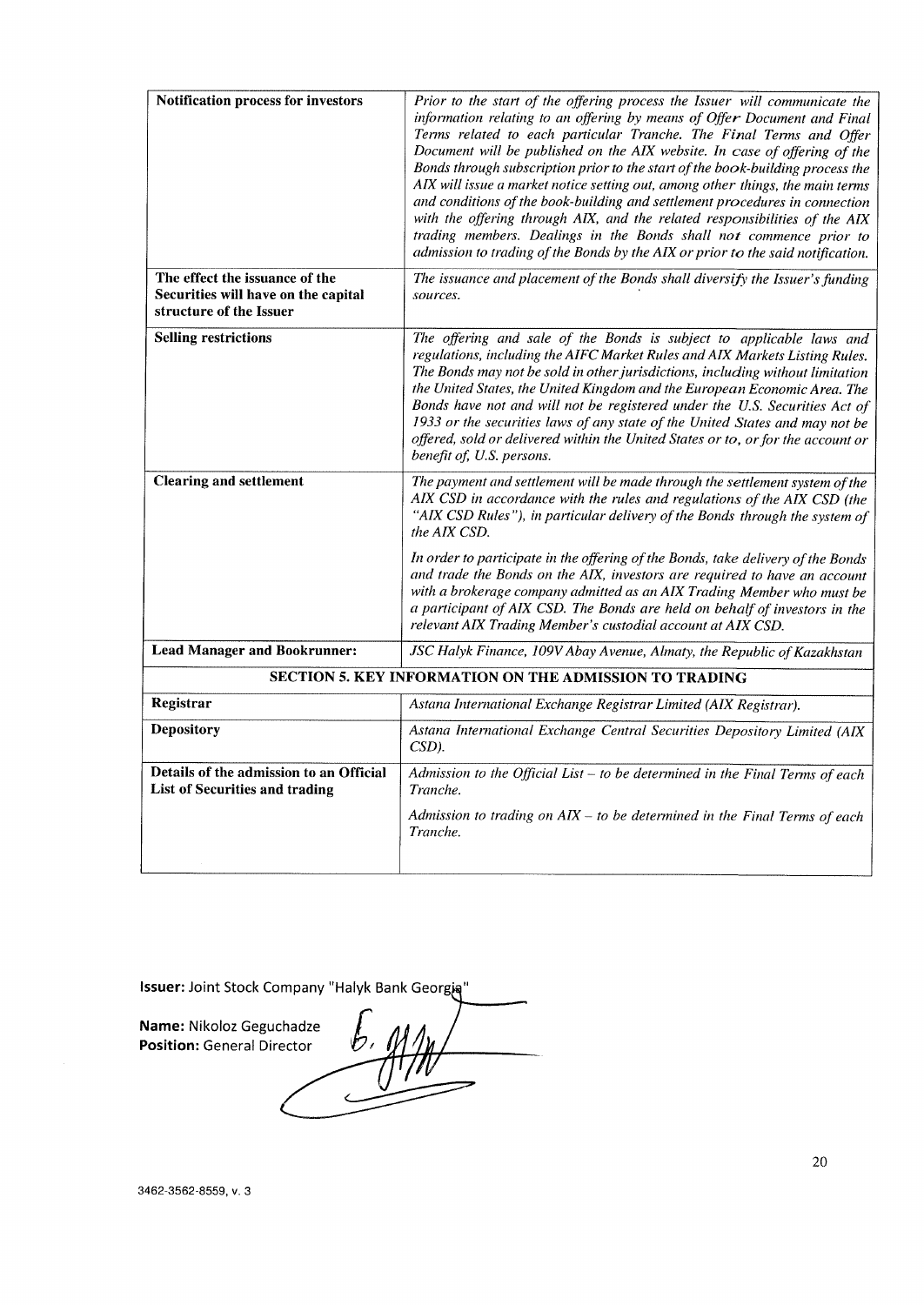| | |
|---|---|
| **Notification process for investors** | *Prior to the start of the offering process the Issuer will communicate the information relating to an offering by means of Offer Document and Final Terms related to each particular Tranche. The Final Terms and Offer Document will be published on the AIX website. In case of offering of the Bonds through subscription prior to the start of the book-building process the AIX will issue a market notice setting out, among other things, the main terms and conditions of the book-building and settlement procedures in connection with the offering through AIX, and the related responsibilities of the AIX trading members. Dealings in the Bonds shall not commence prior to admission to trading of the Bonds by the AIX or prior to the said notification.* |
| **The effect the issuance of the Securities will have on the capital structure of the Issuer** | *The issuance and placement of the Bonds shall diversify the Issuer's funding sources.* |
| **Selling restrictions** | *The offering and sale of the Bonds is subject to applicable laws and regulations, including the AIFC Market Rules and AIX Markets Listing Rules. The Bonds may not be sold in other jurisdictions, including without limitation the United States, the United Kingdom and the European Economic Area. The Bonds have not and will not be registered under the U.S. Securities Act of 1933 or the securities laws of any state of the United States and may not be offered, sold or delivered within the United States or to, or for the account or benefit of, U.S. persons.* |
| **Clearing and settlement** | *The payment and settlement will be made through the settlement system of the AIX CSD in accordance with the rules and regulations of the AIX CSD (the "AIX CSD Rules"), in particular delivery of the Bonds through the system of the AIX CSD.* <br><br> *In order to participate in the offering of the Bonds, take delivery of the Bonds and trade the Bonds on the AIX, investors are required to have an account with a brokerage company admitted as an AIX Trading Member who must be a participant of AIX CSD. The Bonds are held on behalf of investors in the relevant AIX Trading Member's custodial account at AIX CSD.* |
| **Lead Manager and Bookrunner:** | *JSC Halyk Finance, 109V Abay Avenue, Almaty, the Republic of Kazakhstan* |
| **SECTION 5. KEY INFORMATION ON THE ADMISSION TO TRADING** | |
| **Registrar** | *Astana International Exchange Registrar Limited (AIX Registrar).* |
| **Depository** | *Astana International Exchange Central Securities Depository Limited (AIX CSD).* |
| **Details of the admission to an Official List of Securities and trading** | *Admission to the Official List – to be determined in the Final Terms of each Tranche.* <br><br> *Admission to trading on AIX – to be determined in the Final Terms of each Tranche.* |

**Issuer:** Joint Stock Company "Halyk Bank Georgia"

**Name:** Nikoloz Geguchadze
**Position:** General Director

3462-3562-8559, v. 3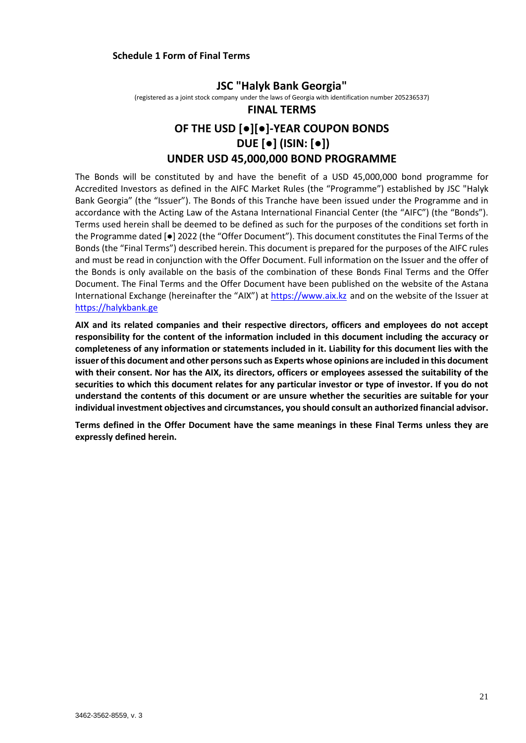**Schedule 1 Form of Final Terms**

# JSC "Halyk Bank Georgia"

(registered as a joint stock company under the laws of Georgia with identification number 205236537)

## FINAL TERMS

## OF THE USD [●][●]-YEAR COUPON BONDS DUE [●] (ISIN: [●]) UNDER USD 45,000,000 BOND PROGRAMME

The Bonds will be constituted by and have the benefit of a USD 45,000,000 bond programme for Accredited Investors as defined in the AIFC Market Rules (the "Programme") established by JSC "Halyk Bank Georgia" (the "Issuer"). The Bonds of this Tranche have been issued under the Programme and in accordance with the Acting Law of the Astana International Financial Center (the "AIFC") (the "Bonds"). Terms used herein shall be deemed to be defined as such for the purposes of the conditions set forth in the Programme dated [●] 2022 (the "Offer Document"). This document constitutes the Final Terms of the Bonds (the "Final Terms") described herein. This document is prepared for the purposes of the AIFC rules and must be read in conjunction with the Offer Document. Full information on the Issuer and the offer of the Bonds is only available on the basis of the combination of these Bonds Final Terms and the Offer Document. The Final Terms and the Offer Document have been published on the website of the Astana International Exchange (hereinafter the "AIX") at https://www.aix.kz and on the website of the Issuer at https://halykbank.ge

**AIX and its related companies and their respective directors, officers and employees do not accept responsibility for the content of the information included in this document including the accuracy or completeness of any information or statements included in it. Liability for this document lies with the issuer of this document and other persons such as Experts whose opinions are included in this document with their consent. Nor has the AIX, its directors, officers or employees assessed the suitability of the securities to which this document relates for any particular investor or type of investor. If you do not understand the contents of this document or are unsure whether the securities are suitable for your individual investment objectives and circumstances, you should consult an authorized financial advisor.**

**Terms defined in the Offer Document have the same meanings in these Final Terms unless they are expressly defined herein.**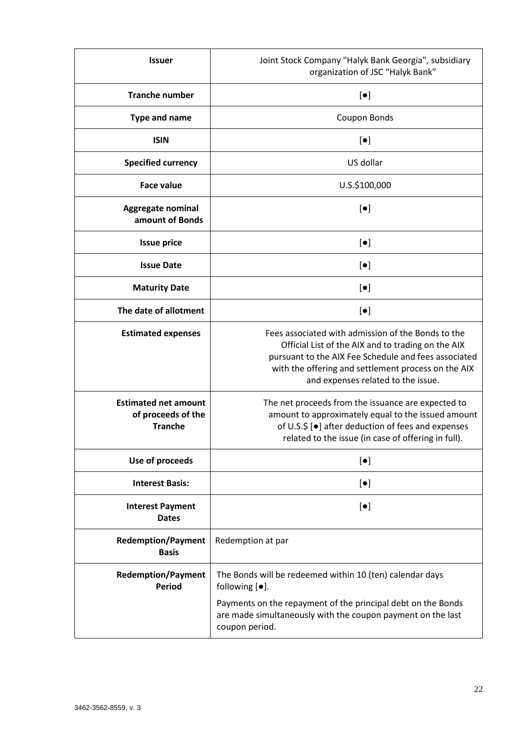| **Issuer** | Joint Stock Company "Halyk Bank Georgia", subsidiary organization of JSC "Halyk Bank" |
|---|---|
| **Tranche number** | [●] |
| **Type and name** | Coupon Bonds |
| **ISIN** | [●] |
| **Specified currency** | US dollar |
| **Face value** | U.S.$100,000 |
| **Aggregate nominal amount of Bonds** | [●] |
| **Issue price** | [●] |
| **Issue Date** | [●] |
| **Maturity Date** | [●] |
| **The date of allotment** | [●] |
| **Estimated expenses** | Fees associated with admission of the Bonds to the Official List of the AIX and to trading on the AIX pursuant to the AIX Fee Schedule and fees associated with the offering and settlement process on the AIX and expenses related to the issue. |
| **Estimated net amount of proceeds of the Tranche** | The net proceeds from the issuance are expected to amount to approximately equal to the issued amount of U.S.$ [●] after deduction of fees and expenses related to the issue (in case of offering in full). |
| **Use of proceeds** | [●] |
| **Interest Basis:** | [●] |
| **Interest Payment Dates** | [●] |
| **Redemption/Payment Basis** | Redemption at par |
| **Redemption/Payment Period** | The Bonds will be redeemed within 10 (ten) calendar days following [●].<br><br>Payments on the repayment of the principal debt on the Bonds are made simultaneously with the coupon payment on the last coupon period. |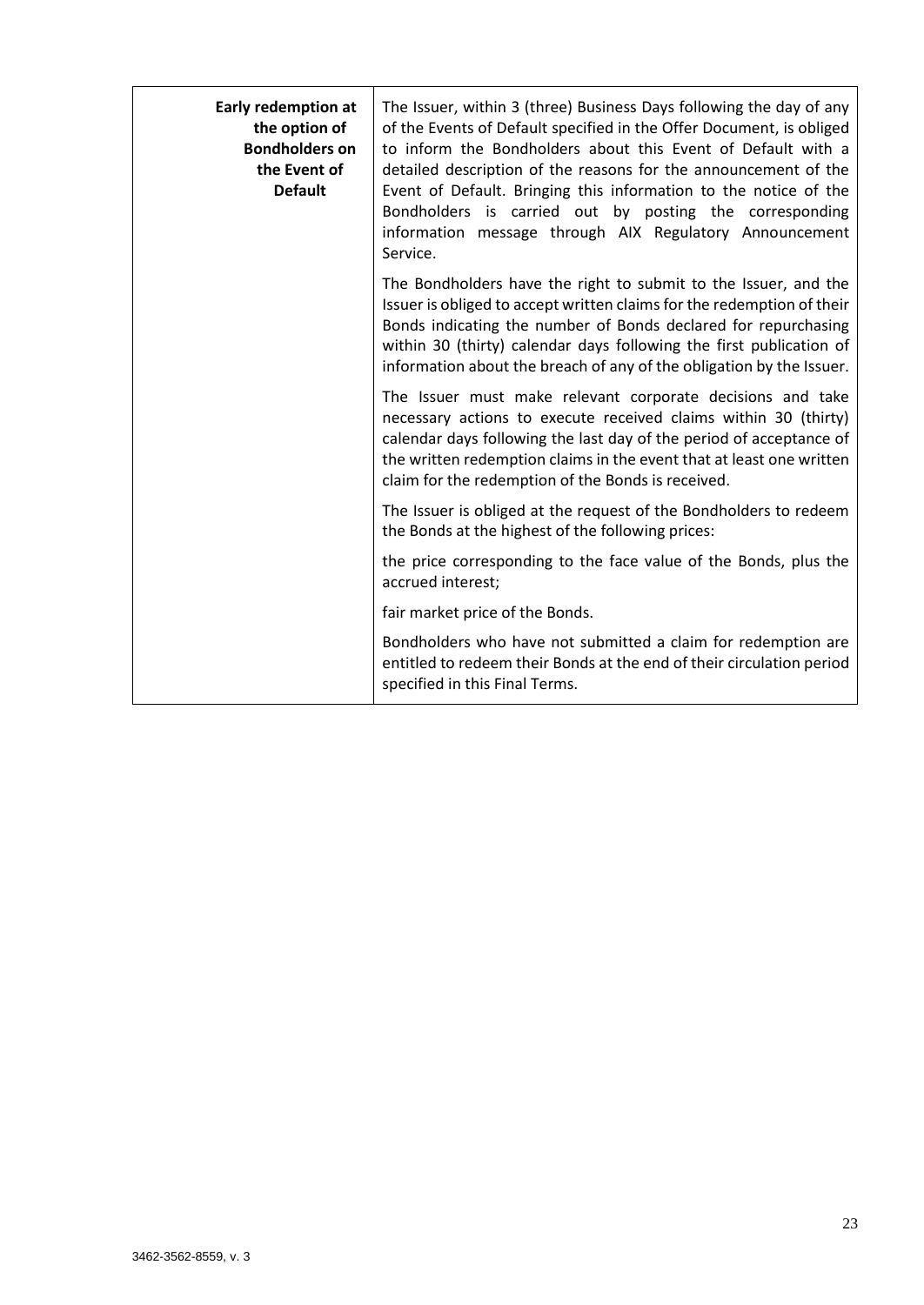| Early redemption at the option of Bondholders on the Event of Default | The Issuer, within 3 (three) Business Days following the day of any of the Events of Default specified in the Offer Document, is obliged to inform the Bondholders about this Event of Default with a detailed description of the reasons for the announcement of the Event of Default. Bringing this information to the notice of the Bondholders is carried out by posting the corresponding information message through AIX Regulatory Announcement Service.<br><br>The Bondholders have the right to submit to the Issuer, and the Issuer is obliged to accept written claims for the redemption of their Bonds indicating the number of Bonds declared for repurchasing within 30 (thirty) calendar days following the first publication of information about the breach of any of the obligation by the Issuer.<br><br>The Issuer must make relevant corporate decisions and take necessary actions to execute received claims within 30 (thirty) calendar days following the last day of the period of acceptance of the written redemption claims in the event that at least one written claim for the redemption of the Bonds is received.<br><br>The Issuer is obliged at the request of the Bondholders to redeem the Bonds at the highest of the following prices:<br><br>the price corresponding to the face value of the Bonds, plus the accrued interest;<br><br>fair market price of the Bonds.<br><br>Bondholders who have not submitted a claim for redemption are entitled to redeem their Bonds at the end of their circulation period specified in this Final Terms. |
|---|---|

3462-3562-8559, v. 3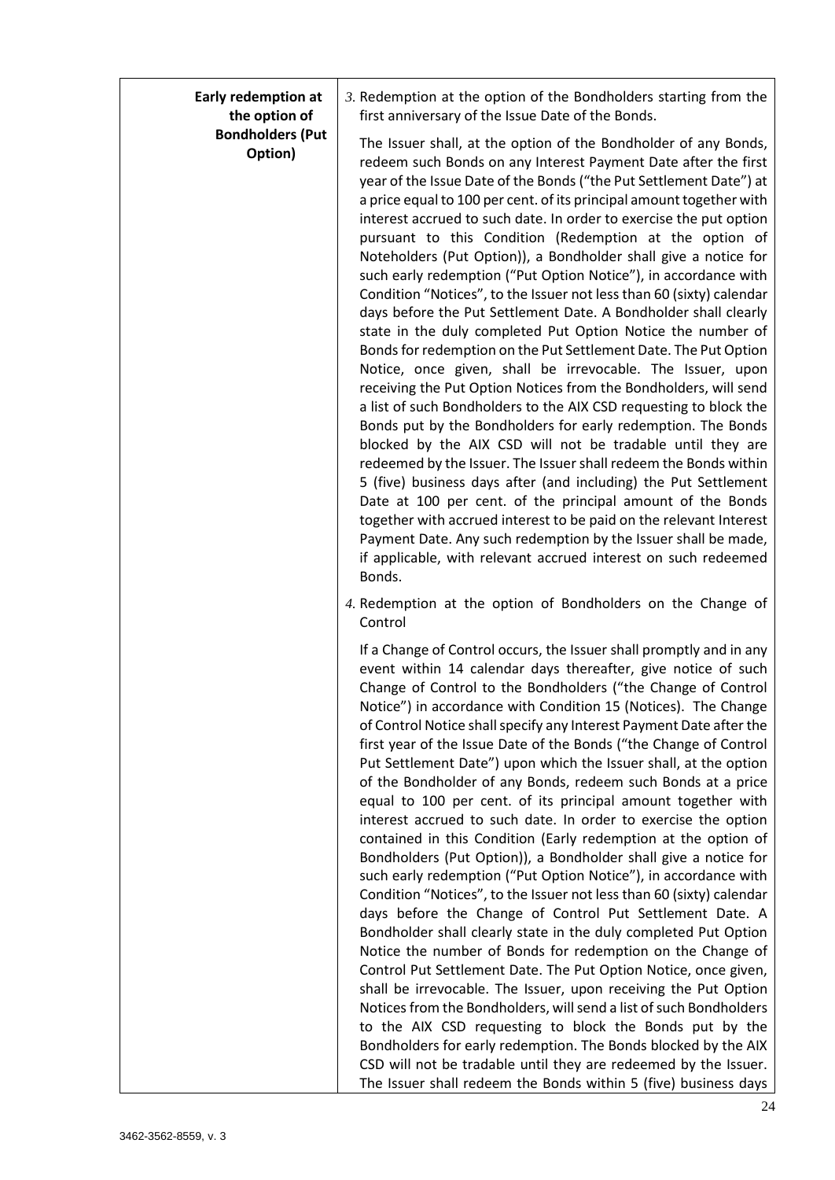| Early redemption at the option of Bondholders (Put Option) | *3.* Redemption at the option of the Bondholders starting from the first anniversary of the Issue Date of the Bonds.<br><br>The Issuer shall, at the option of the Bondholder of any Bonds, redeem such Bonds on any Interest Payment Date after the first year of the Issue Date of the Bonds ("the Put Settlement Date") at a price equal to 100 per cent. of its principal amount together with interest accrued to such date. In order to exercise the put option pursuant to this Condition (Redemption at the option of Noteholders (Put Option)), a Bondholder shall give a notice for such early redemption ("Put Option Notice"), in accordance with Condition "Notices", to the Issuer not less than 60 (sixty) calendar days before the Put Settlement Date. A Bondholder shall clearly state in the duly completed Put Option Notice the number of Bonds for redemption on the Put Settlement Date. The Put Option Notice, once given, shall be irrevocable. The Issuer, upon receiving the Put Option Notices from the Bondholders, will send a list of such Bondholders to the AIX CSD requesting to block the Bonds put by the Bondholders for early redemption. The Bonds blocked by the AIX CSD will not be tradable until they are redeemed by the Issuer. The Issuer shall redeem the Bonds within 5 (five) business days after (and including) the Put Settlement Date at 100 per cent. of the principal amount of the Bonds together with accrued interest to be paid on the relevant Interest Payment Date. Any such redemption by the Issuer shall be made, if applicable, with relevant accrued interest on such redeemed Bonds.<br><br>*4.* Redemption at the option of Bondholders on the Change of Control<br><br>If a Change of Control occurs, the Issuer shall promptly and in any event within 14 calendar days thereafter, give notice of such Change of Control to the Bondholders ("the Change of Control Notice") in accordance with Condition 15 (Notices). The Change of Control Notice shall specify any Interest Payment Date after the first year of the Issue Date of the Bonds ("the Change of Control Put Settlement Date") upon which the Issuer shall, at the option of the Bondholder of any Bonds, redeem such Bonds at a price equal to 100 per cent. of its principal amount together with interest accrued to such date. In order to exercise the option contained in this Condition (Early redemption at the option of Bondholders (Put Option)), a Bondholder shall give a notice for such early redemption ("Put Option Notice"), in accordance with Condition "Notices", to the Issuer not less than 60 (sixty) calendar days before the Change of Control Put Settlement Date. A Bondholder shall clearly state in the duly completed Put Option Notice the number of Bonds for redemption on the Change of Control Put Settlement Date. The Put Option Notice, once given, shall be irrevocable. The Issuer, upon receiving the Put Option Notices from the Bondholders, will send a list of such Bondholders to the AIX CSD requesting to block the Bonds put by the Bondholders for early redemption. The Bonds blocked by the AIX CSD will not be tradable until they are redeemed by the Issuer. The Issuer shall redeem the Bonds within 5 (five) business days |

3462-3562-8559, v. 3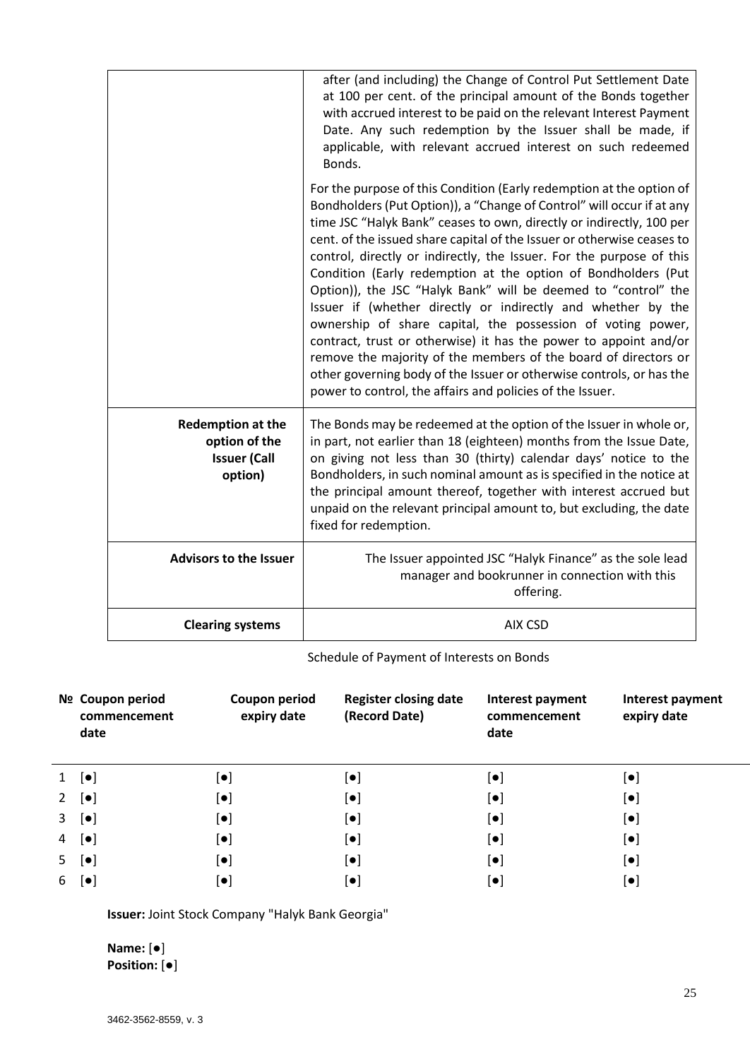| | |
|---|---|
| | after (and including) the Change of Control Put Settlement Date at 100 per cent. of the principal amount of the Bonds together with accrued interest to be paid on the relevant Interest Payment Date. Any such redemption by the Issuer shall be made, if applicable, with relevant accrued interest on such redeemed Bonds.<br><br>For the purpose of this Condition (Early redemption at the option of Bondholders (Put Option)), a "Change of Control" will occur if at any time JSC "Halyk Bank" ceases to own, directly or indirectly, 100 per cent. of the issued share capital of the Issuer or otherwise ceases to control, directly or indirectly, the Issuer. For the purpose of this Condition (Early redemption at the option of Bondholders (Put Option)), the JSC "Halyk Bank" will be deemed to "control" the Issuer if (whether directly or indirectly and whether by the ownership of share capital, the possession of voting power, contract, trust or otherwise) it has the power to appoint and/or remove the majority of the members of the board of directors or other governing body of the Issuer or otherwise controls, or has the power to control, the affairs and policies of the Issuer. |
| **Redemption at the option of the Issuer (Call option)** | The Bonds may be redeemed at the option of the Issuer in whole or, in part, not earlier than 18 (eighteen) months from the Issue Date, on giving not less than 30 (thirty) calendar days' notice to the Bondholders, in such nominal amount as is specified in the notice at the principal amount thereof, together with interest accrued but unpaid on the relevant principal amount to, but excluding, the date fixed for redemption. |
| **Advisors to the Issuer** | The Issuer appointed JSC "Halyk Finance" as the sole lead manager and bookrunner in connection with this offering. |
| **Clearing systems** | AIX CSD |

Schedule of Payment of Interests on Bonds

| № | Coupon period commencement date | Coupon period expiry date | Register closing date (Record Date) | Interest payment commencement date | Interest payment expiry date |
|---|---|---|---|---|---|
| 1 | [●] | [●] | [●] | [●] | [●] |
| 2 | [●] | [●] | [●] | [●] | [●] |
| 3 | [●] | [●] | [●] | [●] | [●] |
| 4 | [●] | [●] | [●] | [●] | [●] |
| 5 | [●] | [●] | [●] | [●] | [●] |
| 6 | [●] | [●] | [●] | [●] | [●] |

**Issuer:** Joint Stock Company "Halyk Bank Georgia"

**Name:** [●]
**Position:** [●]

3462-3562-8559, v. 3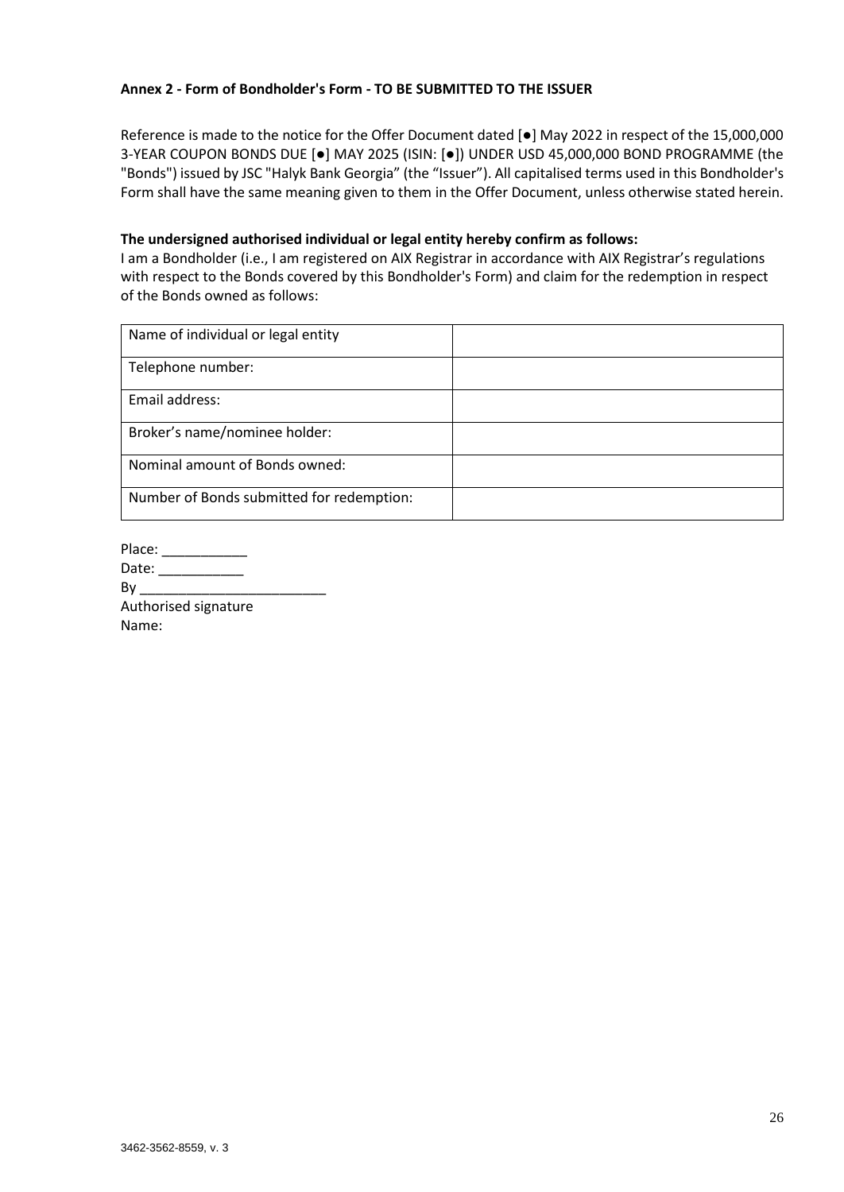**Annex 2 - Form of Bondholder's Form - TO BE SUBMITTED TO THE ISSUER**

Reference is made to the notice for the Offer Document dated [●] May 2022 in respect of the 15,000,000 3-YEAR COUPON BONDS DUE [●] MAY 2025 (ISIN: [●]) UNDER USD 45,000,000 BOND PROGRAMME (the "Bonds") issued by JSC "Halyk Bank Georgia" (the "Issuer"). All capitalised terms used in this Bondholder's Form shall have the same meaning given to them in the Offer Document, unless otherwise stated herein.

**The undersigned authorised individual or legal entity hereby confirm as follows:**
I am a Bondholder (i.e., I am registered on AIX Registrar in accordance with AIX Registrar's regulations with respect to the Bonds covered by this Bondholder's Form) and claim for the redemption in respect of the Bonds owned as follows:

| | |
|---|---|
| Name of individual or legal entity | |
| Telephone number: | |
| Email address: | |
| Broker's name/nominee holder: | |
| Nominal amount of Bonds owned: | |
| Number of Bonds submitted for redemption: | |

Place: ___________
Date: ___________
By ________________________
Authorised signature
Name:

3462-3562-8559, v. 3